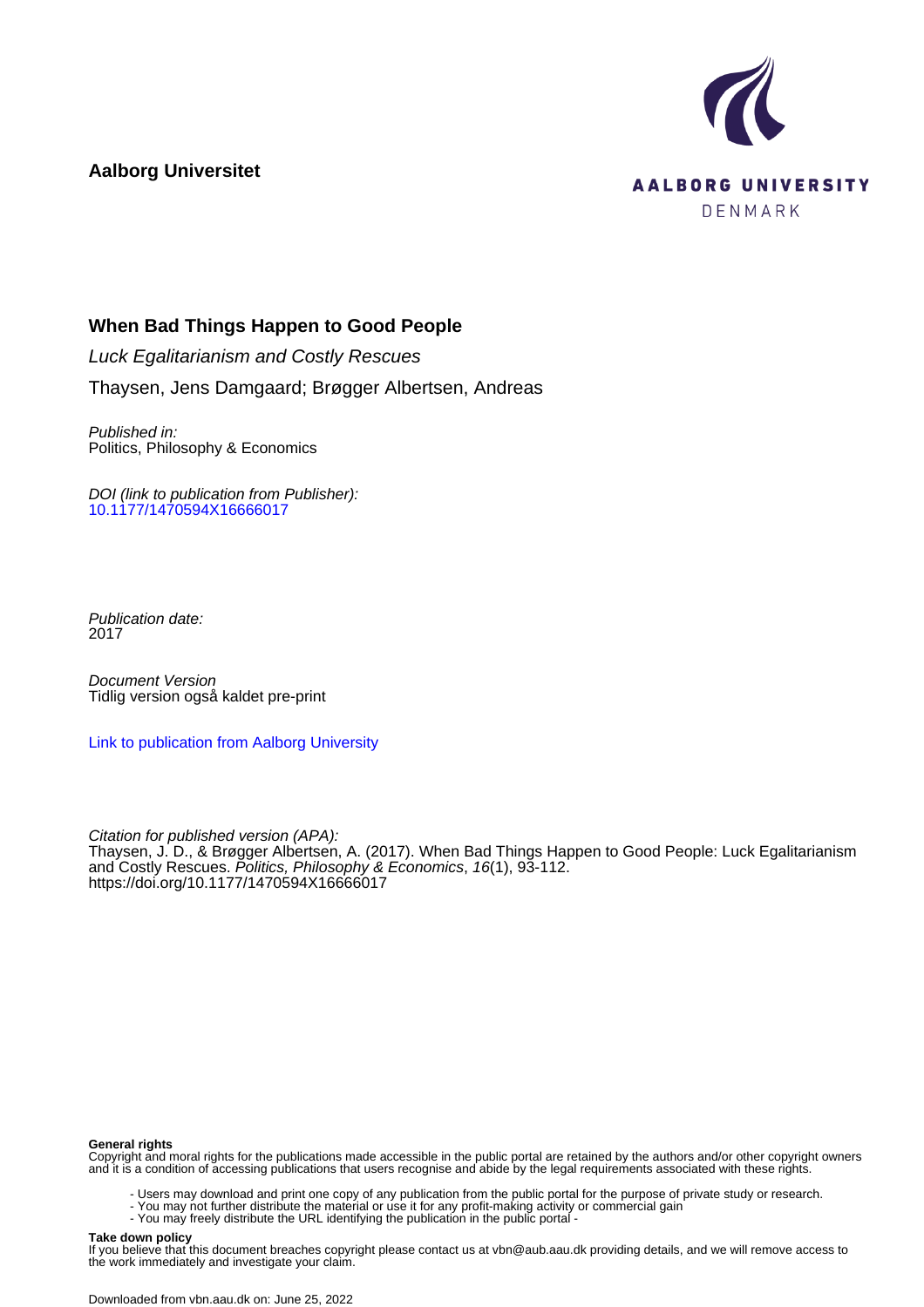**Aalborg Universitet**

AALBORG UNIVERSITY
DENMARK

# When Bad Things Happen to Good People

*Luck Egalitarianism and Costly Rescues*

Thaysen, Jens Damgaard; Brøgger Albertsen, Andreas

*Published in:*
Politics, Philosophy & Economics

*DOI (link to publication from Publisher):*
10.1177/1470594X16666017

*Publication date:*
2017

*Document Version*
Tidlig version også kaldet pre-print

Link to publication from Aalborg University

*Citation for published version (APA):*
Thaysen, J. D., & Brøgger Albertsen, A. (2017). When Bad Things Happen to Good People: Luck Egalitarianism and Costly Rescues. *Politics, Philosophy & Economics*, *16*(1), 93-112. https://doi.org/10.1177/1470594X16666017

**General rights**
Copyright and moral rights for the publications made accessible in the public portal are retained by the authors and/or other copyright owners and it is a condition of accessing publications that users recognise and abide by the legal requirements associated with these rights.

- Users may download and print one copy of any publication from the public portal for the purpose of private study or research.
- You may not further distribute the material or use it for any profit-making activity or commercial gain
- You may freely distribute the URL identifying the publication in the public portal -

**Take down policy**
If you believe that this document breaches copyright please contact us at vbn@aub.aau.dk providing details, and we will remove access to the work immediately and investigate your claim.

Downloaded from vbn.aau.dk on: June 25, 2022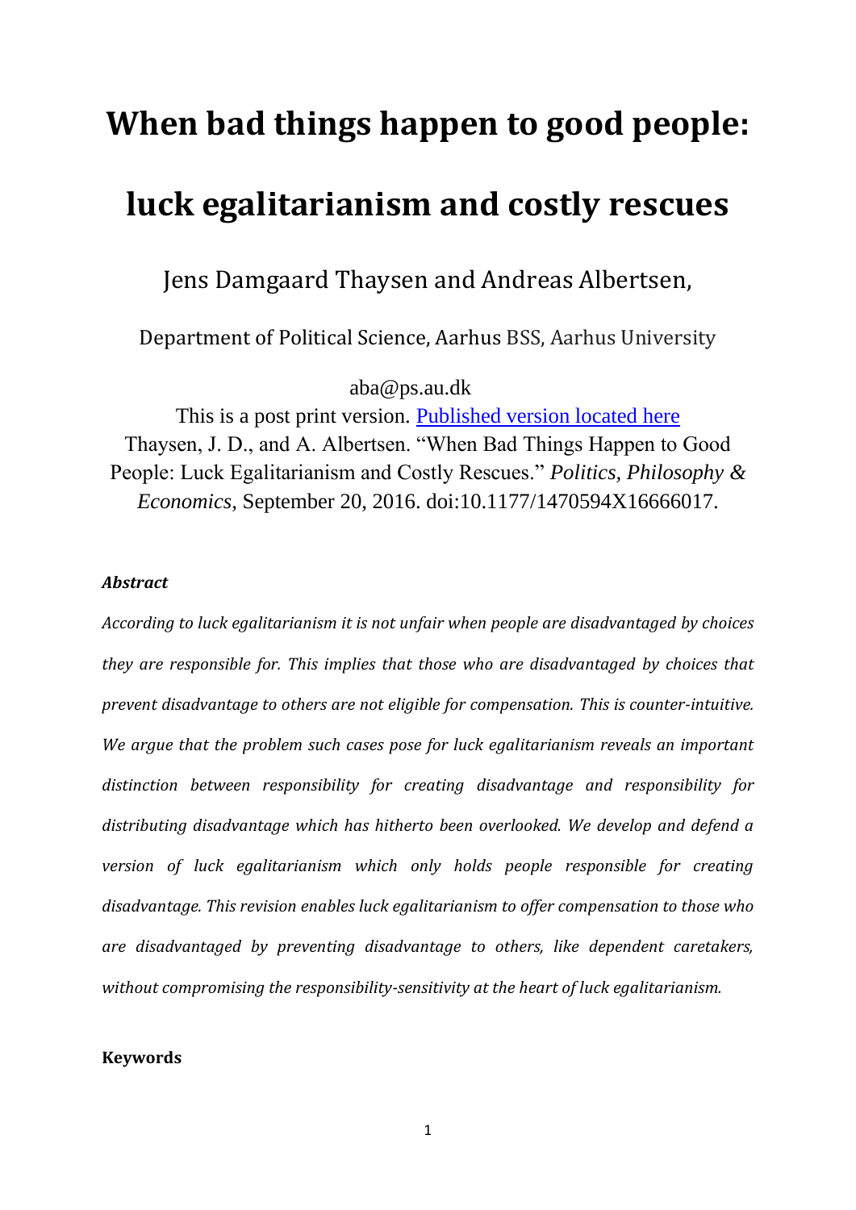# When bad things happen to good people: luck egalitarianism and costly rescues

Jens Damgaard Thaysen and Andreas Albertsen,

Department of Political Science, Aarhus BSS, Aarhus University

aba@ps.au.dk

This is a post print version. Published version located here

Thaysen, J. D., and A. Albertsen. "When Bad Things Happen to Good People: Luck Egalitarianism and Costly Rescues." *Politics, Philosophy & Economics*, September 20, 2016. doi:10.1177/1470594X16666017.

***Abstract***

*According to luck egalitarianism it is not unfair when people are disadvantaged by choices they are responsible for. This implies that those who are disadvantaged by choices that prevent disadvantage to others are not eligible for compensation. This is counter-intuitive. We argue that the problem such cases pose for luck egalitarianism reveals an important distinction between responsibility for creating disadvantage and responsibility for distributing disadvantage which has hitherto been overlooked. We develop and defend a version of luck egalitarianism which only holds people responsible for creating disadvantage. This revision enables luck egalitarianism to offer compensation to those who are disadvantaged by preventing disadvantage to others, like dependent caretakers, without compromising the responsibility-sensitivity at the heart of luck egalitarianism.*

**Keywords**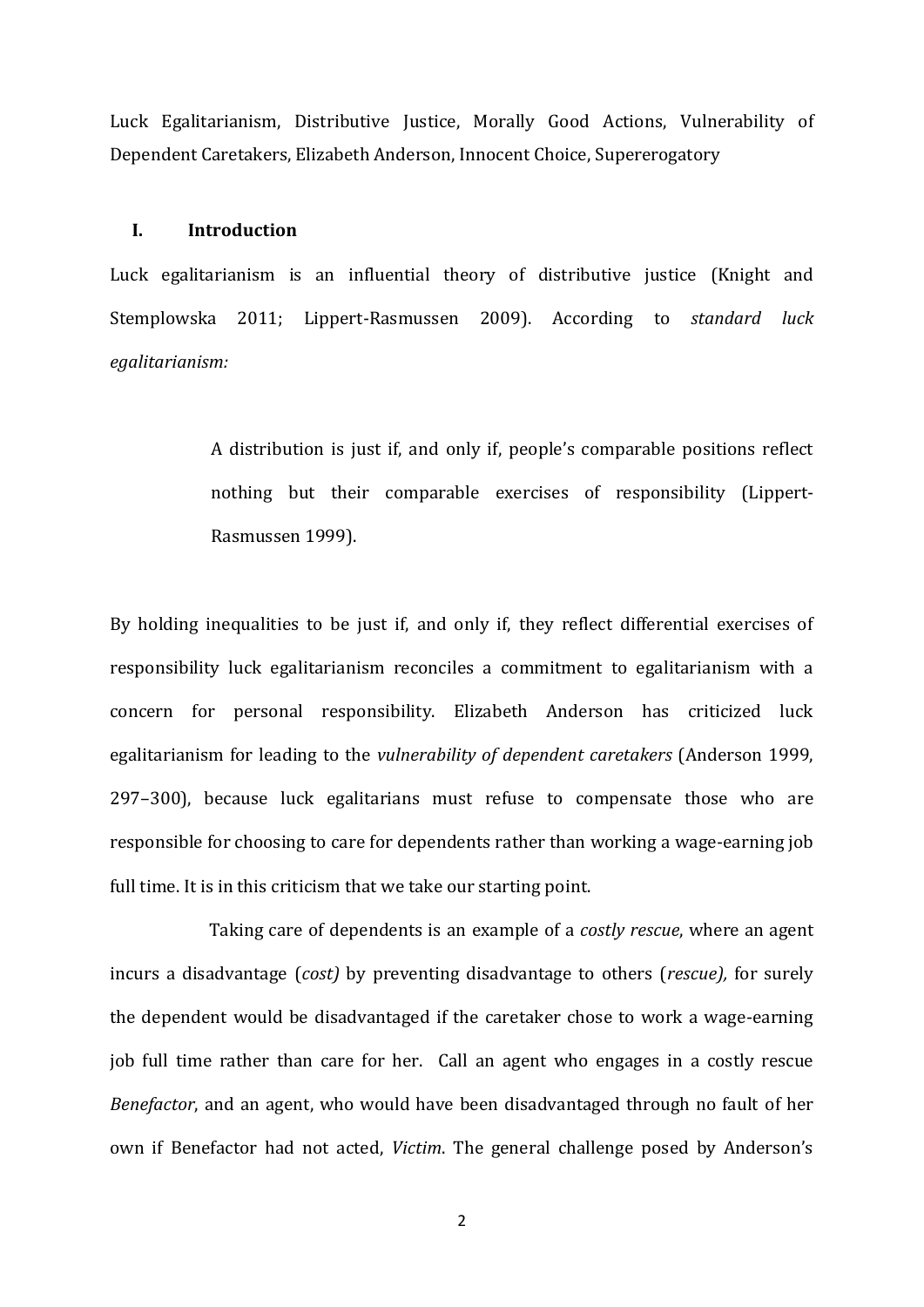Luck Egalitarianism, Distributive Justice, Morally Good Actions, Vulnerability of Dependent Caretakers, Elizabeth Anderson, Innocent Choice, Supererogatory

## I. Introduction

Luck egalitarianism is an influential theory of distributive justice (Knight and Stemplowska 2011; Lippert-Rasmussen 2009). According to *standard luck egalitarianism:*

> A distribution is just if, and only if, people's comparable positions reflect nothing but their comparable exercises of responsibility (Lippert-Rasmussen 1999).

By holding inequalities to be just if, and only if, they reflect differential exercises of responsibility luck egalitarianism reconciles a commitment to egalitarianism with a concern for personal responsibility. Elizabeth Anderson has criticized luck egalitarianism for leading to the *vulnerability of dependent caretakers* (Anderson 1999, 297–300), because luck egalitarians must refuse to compensate those who are responsible for choosing to care for dependents rather than working a wage-earning job full time. It is in this criticism that we take our starting point.

Taking care of dependents is an example of a *costly rescue*, where an agent incurs a disadvantage (*cost)* by preventing disadvantage to others (*rescue),* for surely the dependent would be disadvantaged if the caretaker chose to work a wage-earning job full time rather than care for her. Call an agent who engages in a costly rescue *Benefactor*, and an agent, who would have been disadvantaged through no fault of her own if Benefactor had not acted, *Victim*. The general challenge posed by Anderson's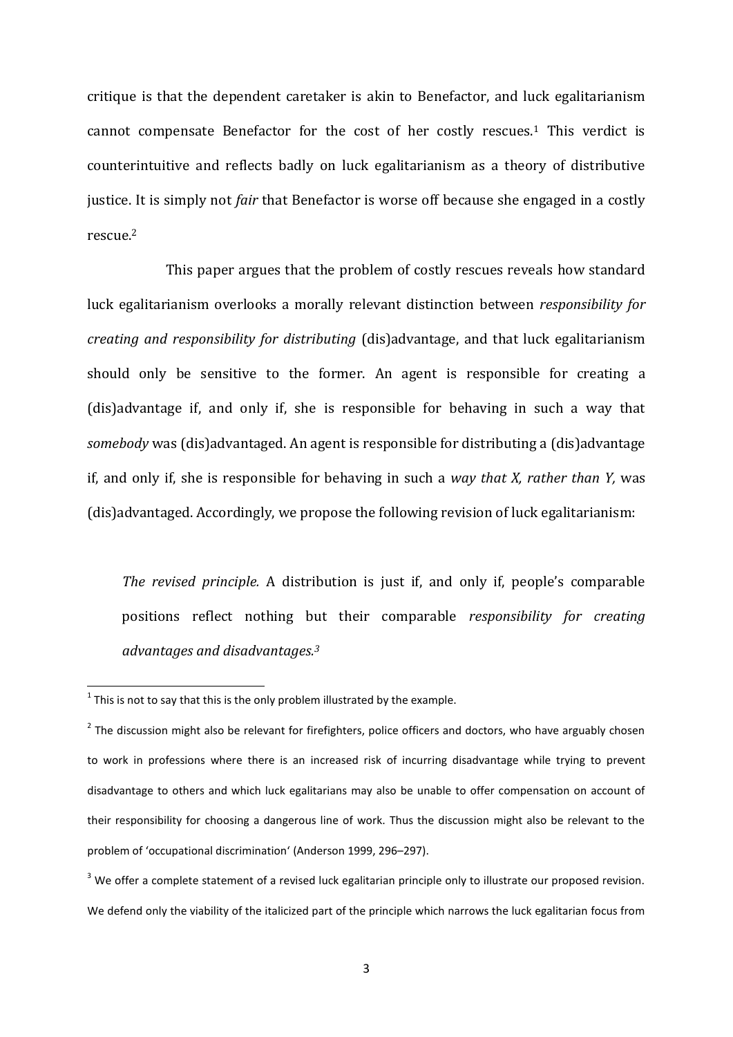critique is that the dependent caretaker is akin to Benefactor, and luck egalitarianism cannot compensate Benefactor for the cost of her costly rescues.[1] This verdict is counterintuitive and reflects badly on luck egalitarianism as a theory of distributive justice. It is simply not *fair* that Benefactor is worse off because she engaged in a costly rescue.[2]

This paper argues that the problem of costly rescues reveals how standard luck egalitarianism overlooks a morally relevant distinction between *responsibility for creating and responsibility for distributing* (dis)advantage, and that luck egalitarianism should only be sensitive to the former. An agent is responsible for creating a (dis)advantage if, and only if, she is responsible for behaving in such a way that *somebody* was (dis)advantaged. An agent is responsible for distributing a (dis)advantage if, and only if, she is responsible for behaving in such a *way that X, rather than Y,* was (dis)advantaged. Accordingly, we propose the following revision of luck egalitarianism:

> *The revised principle.* A distribution is just if, and only if, people's comparable positions reflect nothing but their comparable *responsibility for creating advantages and disadvantages.*[3]

---

[1] This is not to say that this is the only problem illustrated by the example.

[2] The discussion might also be relevant for firefighters, police officers and doctors, who have arguably chosen to work in professions where there is an increased risk of incurring disadvantage while trying to prevent disadvantage to others and which luck egalitarians may also be unable to offer compensation on account of their responsibility for choosing a dangerous line of work. Thus the discussion might also be relevant to the problem of 'occupational discrimination' (Anderson 1999, 296–297).

[3] We offer a complete statement of a revised luck egalitarian principle only to illustrate our proposed revision. We defend only the viability of the italicized part of the principle which narrows the luck egalitarian focus from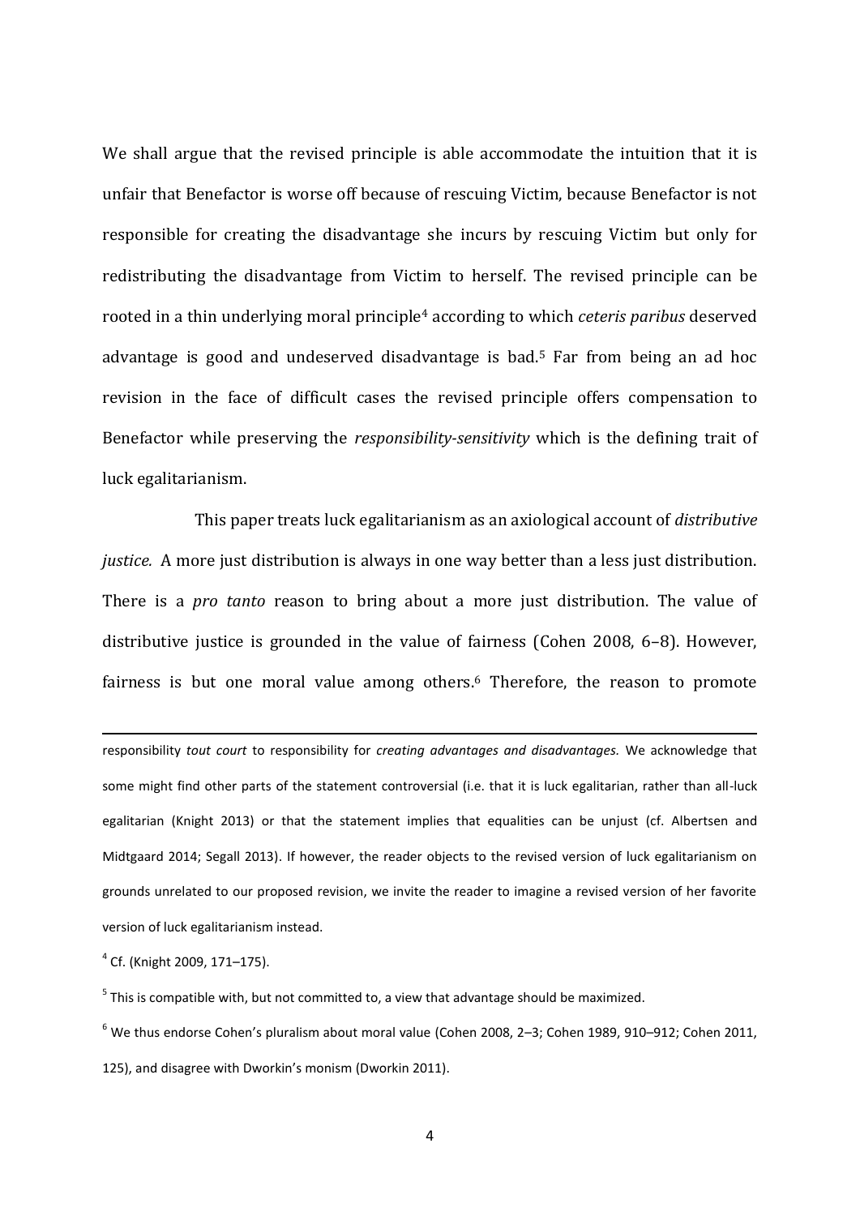We shall argue that the revised principle is able accommodate the intuition that it is unfair that Benefactor is worse off because of rescuing Victim, because Benefactor is not responsible for creating the disadvantage she incurs by rescuing Victim but only for redistributing the disadvantage from Victim to herself. The revised principle can be rooted in a thin underlying moral principle[4] according to which *ceteris paribus* deserved advantage is good and undeserved disadvantage is bad.[5] Far from being an ad hoc revision in the face of difficult cases the revised principle offers compensation to Benefactor while preserving the *responsibility-sensitivity* which is the defining trait of luck egalitarianism.

This paper treats luck egalitarianism as an axiological account of *distributive justice.* A more just distribution is always in one way better than a less just distribution. There is a *pro tanto* reason to bring about a more just distribution. The value of distributive justice is grounded in the value of fairness (Cohen 2008, 6–8). However, fairness is but one moral value among others.[6] Therefore, the reason to promote

---

responsibility *tout court* to responsibility for *creating advantages and disadvantages.* We acknowledge that some might find other parts of the statement controversial (i.e. that it is luck egalitarian, rather than all-luck egalitarian (Knight 2013) or that the statement implies that equalities can be unjust (cf. Albertsen and Midtgaard 2014; Segall 2013). If however, the reader objects to the revised version of luck egalitarianism on grounds unrelated to our proposed revision, we invite the reader to imagine a revised version of her favorite version of luck egalitarianism instead.

[4] Cf. (Knight 2009, 171–175).

[5] This is compatible with, but not committed to, a view that advantage should be maximized.

[6] We thus endorse Cohen's pluralism about moral value (Cohen 2008, 2–3; Cohen 1989, 910–912; Cohen 2011, 125), and disagree with Dworkin's monism (Dworkin 2011).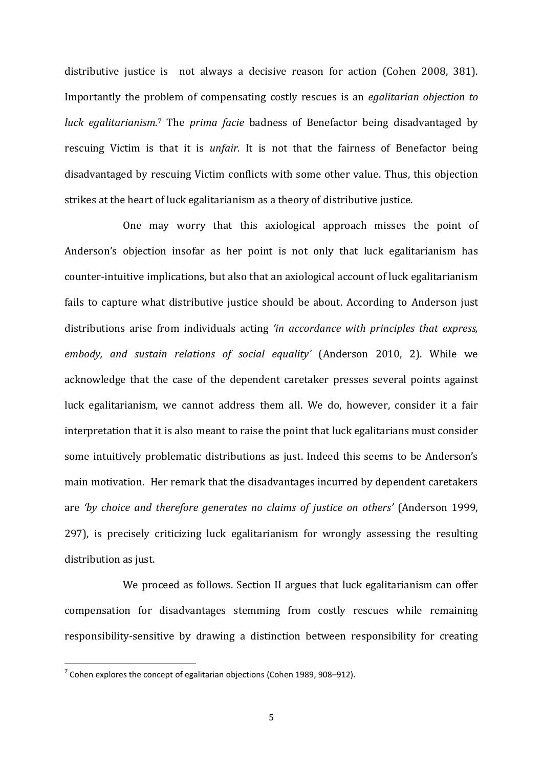distributive justice is not always a decisive reason for action (Cohen 2008, 381). Importantly the problem of compensating costly rescues is an *egalitarian objection to luck egalitarianism*.[7] The *prima facie* badness of Benefactor being disadvantaged by rescuing Victim is that it is *unfair*. It is not that the fairness of Benefactor being disadvantaged by rescuing Victim conflicts with some other value. Thus, this objection strikes at the heart of luck egalitarianism as a theory of distributive justice.

One may worry that this axiological approach misses the point of Anderson's objection insofar as her point is not only that luck egalitarianism has counter-intuitive implications, but also that an axiological account of luck egalitarianism fails to capture what distributive justice should be about. According to Anderson just distributions arise from individuals acting *'in accordance with principles that express, embody, and sustain relations of social equality'* (Anderson 2010, 2). While we acknowledge that the case of the dependent caretaker presses several points against luck egalitarianism, we cannot address them all. We do, however, consider it a fair interpretation that it is also meant to raise the point that luck egalitarians must consider some intuitively problematic distributions as just. Indeed this seems to be Anderson's main motivation. Her remark that the disadvantages incurred by dependent caretakers are *'by choice and therefore generates no claims of justice on others'* (Anderson 1999, 297), is precisely criticizing luck egalitarianism for wrongly assessing the resulting distribution as just.

We proceed as follows. Section II argues that luck egalitarianism can offer compensation for disadvantages stemming from costly rescues while remaining responsibility-sensitive by drawing a distinction between responsibility for creating

[7] Cohen explores the concept of egalitarian objections (Cohen 1989, 908–912).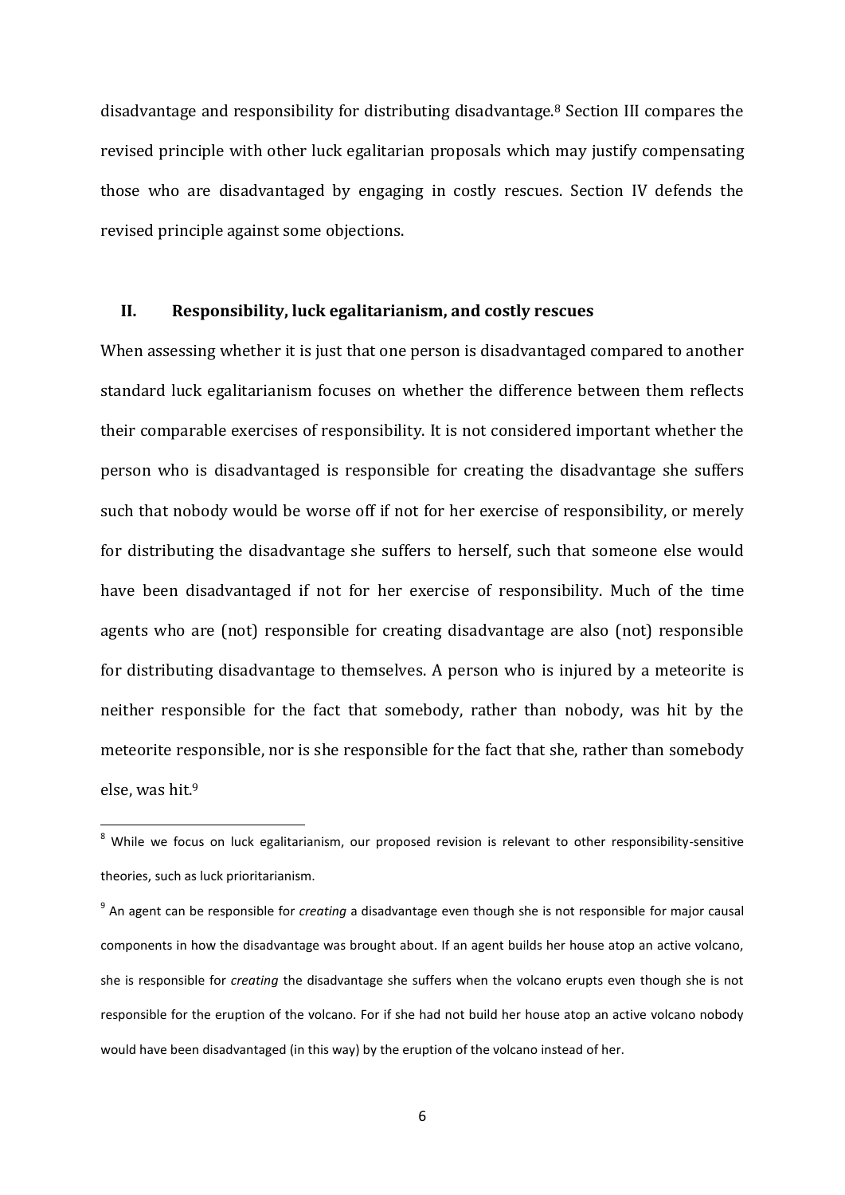disadvantage and responsibility for distributing disadvantage.[8] Section III compares the revised principle with other luck egalitarian proposals which may justify compensating those who are disadvantaged by engaging in costly rescues. Section IV defends the revised principle against some objections.

## II. Responsibility, luck egalitarianism, and costly rescues

When assessing whether it is just that one person is disadvantaged compared to another standard luck egalitarianism focuses on whether the difference between them reflects their comparable exercises of responsibility. It is not considered important whether the person who is disadvantaged is responsible for creating the disadvantage she suffers such that nobody would be worse off if not for her exercise of responsibility, or merely for distributing the disadvantage she suffers to herself, such that someone else would have been disadvantaged if not for her exercise of responsibility. Much of the time agents who are (not) responsible for creating disadvantage are also (not) responsible for distributing disadvantage to themselves. A person who is injured by a meteorite is neither responsible for the fact that somebody, rather than nobody, was hit by the meteorite responsible, nor is she responsible for the fact that she, rather than somebody else, was hit.[9]

---

[8] While we focus on luck egalitarianism, our proposed revision is relevant to other responsibility-sensitive theories, such as luck prioritarianism.

[9] An agent can be responsible for *creating* a disadvantage even though she is not responsible for major causal components in how the disadvantage was brought about. If an agent builds her house atop an active volcano, she is responsible for *creating* the disadvantage she suffers when the volcano erupts even though she is not responsible for the eruption of the volcano. For if she had not build her house atop an active volcano nobody would have been disadvantaged (in this way) by the eruption of the volcano instead of her.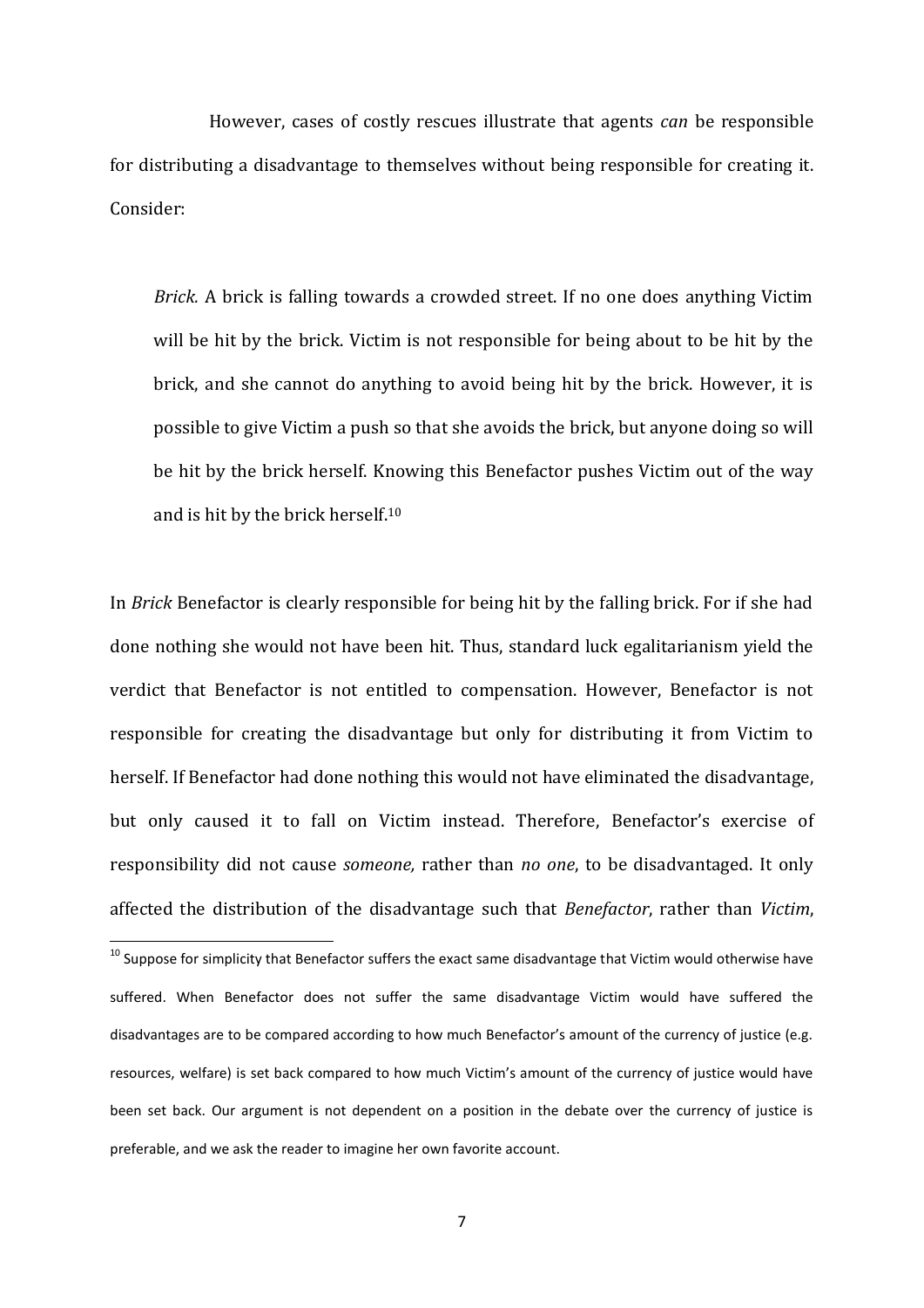However, cases of costly rescues illustrate that agents *can* be responsible for distributing a disadvantage to themselves without being responsible for creating it. Consider:

> *Brick.* A brick is falling towards a crowded street. If no one does anything Victim will be hit by the brick. Victim is not responsible for being about to be hit by the brick, and she cannot do anything to avoid being hit by the brick. However, it is possible to give Victim a push so that she avoids the brick, but anyone doing so will be hit by the brick herself. Knowing this Benefactor pushes Victim out of the way and is hit by the brick herself.[10]

In *Brick* Benefactor is clearly responsible for being hit by the falling brick. For if she had done nothing she would not have been hit. Thus, standard luck egalitarianism yield the verdict that Benefactor is not entitled to compensation. However, Benefactor is not responsible for creating the disadvantage but only for distributing it from Victim to herself. If Benefactor had done nothing this would not have eliminated the disadvantage, but only caused it to fall on Victim instead. Therefore, Benefactor's exercise of responsibility did not cause *someone,* rather than *no one*, to be disadvantaged. It only affected the distribution of the disadvantage such that *Benefactor*, rather than *Victim*,

[10] Suppose for simplicity that Benefactor suffers the exact same disadvantage that Victim would otherwise have suffered. When Benefactor does not suffer the same disadvantage Victim would have suffered the disadvantages are to be compared according to how much Benefactor's amount of the currency of justice (e.g. resources, welfare) is set back compared to how much Victim's amount of the currency of justice would have been set back. Our argument is not dependent on a position in the debate over the currency of justice is preferable, and we ask the reader to imagine her own favorite account.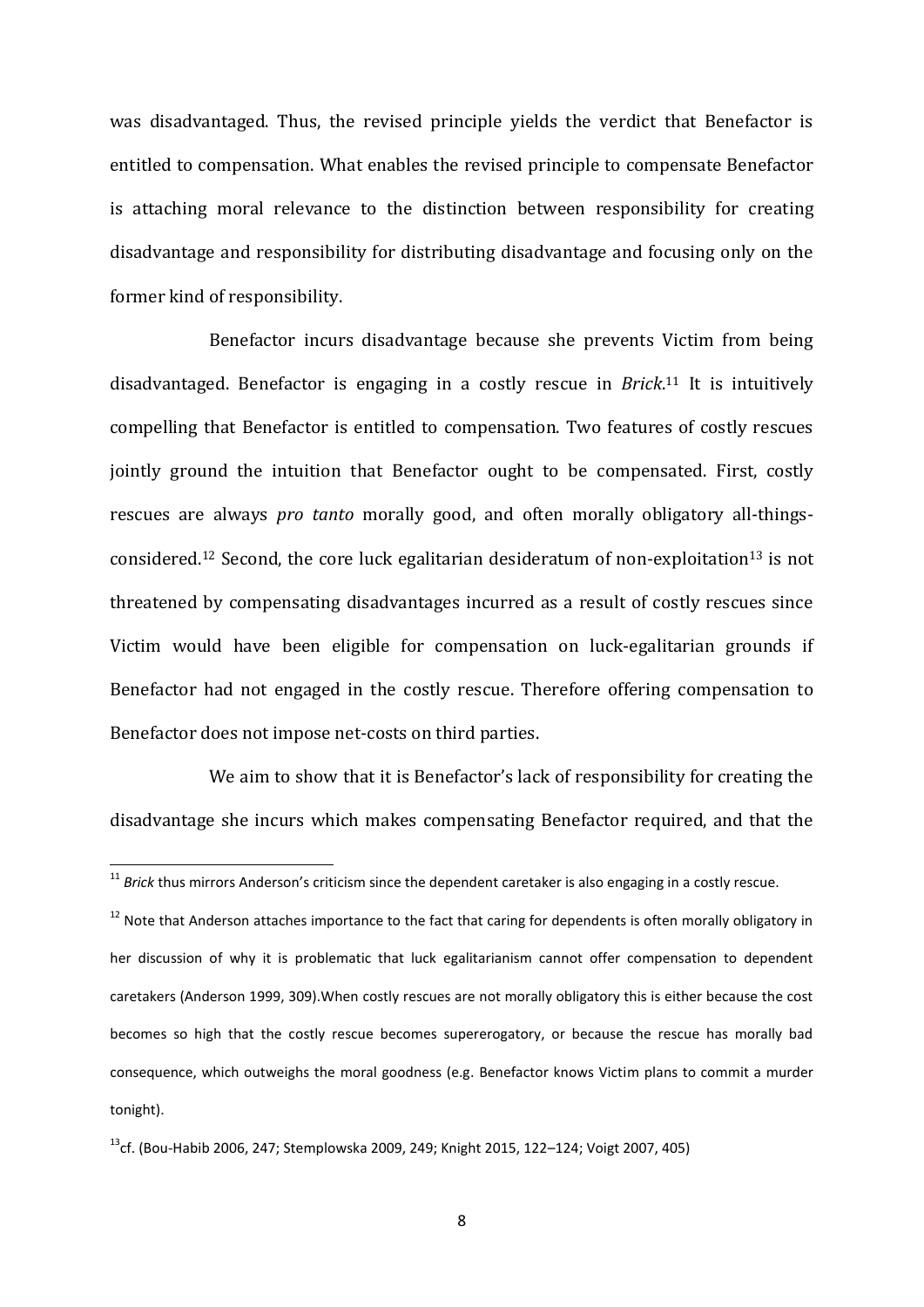was disadvantaged. Thus, the revised principle yields the verdict that Benefactor is entitled to compensation. What enables the revised principle to compensate Benefactor is attaching moral relevance to the distinction between responsibility for creating disadvantage and responsibility for distributing disadvantage and focusing only on the former kind of responsibility.

Benefactor incurs disadvantage because she prevents Victim from being disadvantaged. Benefactor is engaging in a costly rescue in *Brick*.[11] It is intuitively compelling that Benefactor is entitled to compensation. Two features of costly rescues jointly ground the intuition that Benefactor ought to be compensated. First, costly rescues are always *pro tanto* morally good, and often morally obligatory all-things-considered.[12] Second, the core luck egalitarian desideratum of non-exploitation[13] is not threatened by compensating disadvantages incurred as a result of costly rescues since Victim would have been eligible for compensation on luck-egalitarian grounds if Benefactor had not engaged in the costly rescue. Therefore offering compensation to Benefactor does not impose net-costs on third parties.

We aim to show that it is Benefactor's lack of responsibility for creating the disadvantage she incurs which makes compensating Benefactor required, and that the

[11] *Brick* thus mirrors Anderson's criticism since the dependent caretaker is also engaging in a costly rescue.

[12] Note that Anderson attaches importance to the fact that caring for dependents is often morally obligatory in her discussion of why it is problematic that luck egalitarianism cannot offer compensation to dependent caretakers (Anderson 1999, 309).When costly rescues are not morally obligatory this is either because the cost becomes so high that the costly rescue becomes supererogatory, or because the rescue has morally bad consequence, which outweighs the moral goodness (e.g. Benefactor knows Victim plans to commit a murder tonight).

[13] cf. (Bou-Habib 2006, 247; Stemplowska 2009, 249; Knight 2015, 122–124; Voigt 2007, 405)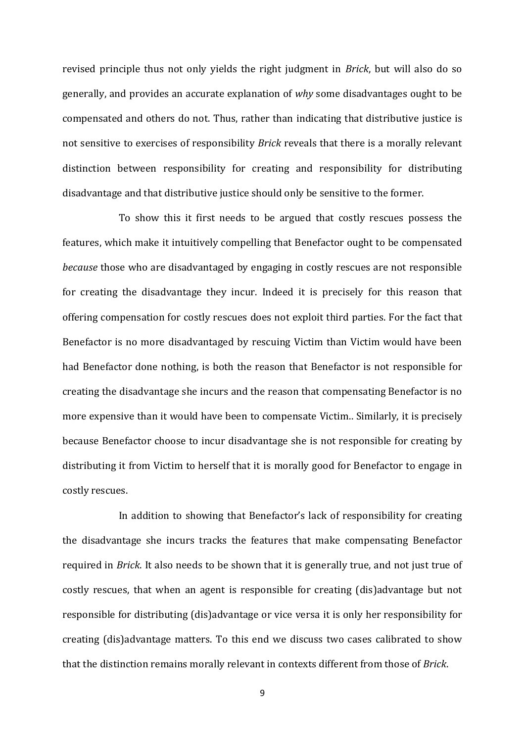revised principle thus not only yields the right judgment in *Brick*, but will also do so generally, and provides an accurate explanation of *why* some disadvantages ought to be compensated and others do not. Thus, rather than indicating that distributive justice is not sensitive to exercises of responsibility *Brick* reveals that there is a morally relevant distinction between responsibility for creating and responsibility for distributing disadvantage and that distributive justice should only be sensitive to the former.

To show this it first needs to be argued that costly rescues possess the features, which make it intuitively compelling that Benefactor ought to be compensated *because* those who are disadvantaged by engaging in costly rescues are not responsible for creating the disadvantage they incur. Indeed it is precisely for this reason that offering compensation for costly rescues does not exploit third parties. For the fact that Benefactor is no more disadvantaged by rescuing Victim than Victim would have been had Benefactor done nothing, is both the reason that Benefactor is not responsible for creating the disadvantage she incurs and the reason that compensating Benefactor is no more expensive than it would have been to compensate Victim.. Similarly, it is precisely because Benefactor choose to incur disadvantage she is not responsible for creating by distributing it from Victim to herself that it is morally good for Benefactor to engage in costly rescues.

In addition to showing that Benefactor's lack of responsibility for creating the disadvantage she incurs tracks the features that make compensating Benefactor required in *Brick*. It also needs to be shown that it is generally true, and not just true of costly rescues, that when an agent is responsible for creating (dis)advantage but not responsible for distributing (dis)advantage or vice versa it is only her responsibility for creating (dis)advantage matters. To this end we discuss two cases calibrated to show that the distinction remains morally relevant in contexts different from those of *Brick*.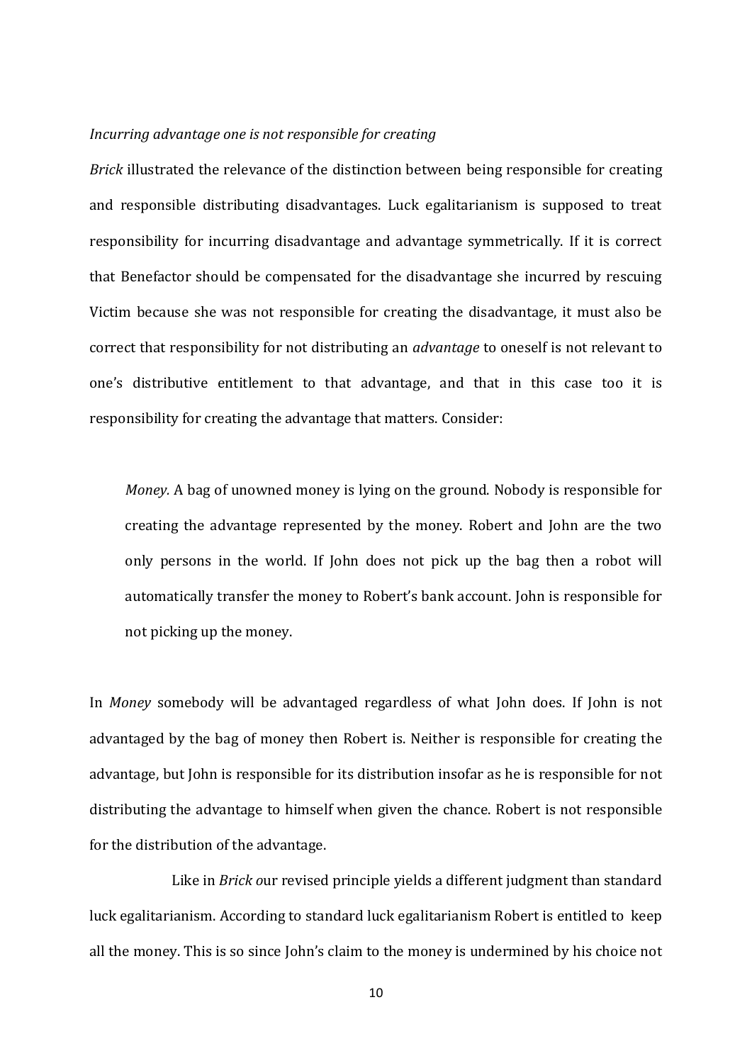*Incurring advantage one is not responsible for creating*

*Brick* illustrated the relevance of the distinction between being responsible for creating and responsible distributing disadvantages. Luck egalitarianism is supposed to treat responsibility for incurring disadvantage and advantage symmetrically. If it is correct that Benefactor should be compensated for the disadvantage she incurred by rescuing Victim because she was not responsible for creating the disadvantage, it must also be correct that responsibility for not distributing an *advantage* to oneself is not relevant to one's distributive entitlement to that advantage, and that in this case too it is responsibility for creating the advantage that matters. Consider:

> *Money.* A bag of unowned money is lying on the ground. Nobody is responsible for creating the advantage represented by the money. Robert and John are the two only persons in the world. If John does not pick up the bag then a robot will automatically transfer the money to Robert's bank account. John is responsible for not picking up the money.

In *Money* somebody will be advantaged regardless of what John does. If John is not advantaged by the bag of money then Robert is. Neither is responsible for creating the advantage, but John is responsible for its distribution insofar as he is responsible for not distributing the advantage to himself when given the chance. Robert is not responsible for the distribution of the advantage.

Like in *Brick* our revised principle yields a different judgment than standard luck egalitarianism. According to standard luck egalitarianism Robert is entitled to keep all the money. This is so since John's claim to the money is undermined by his choice not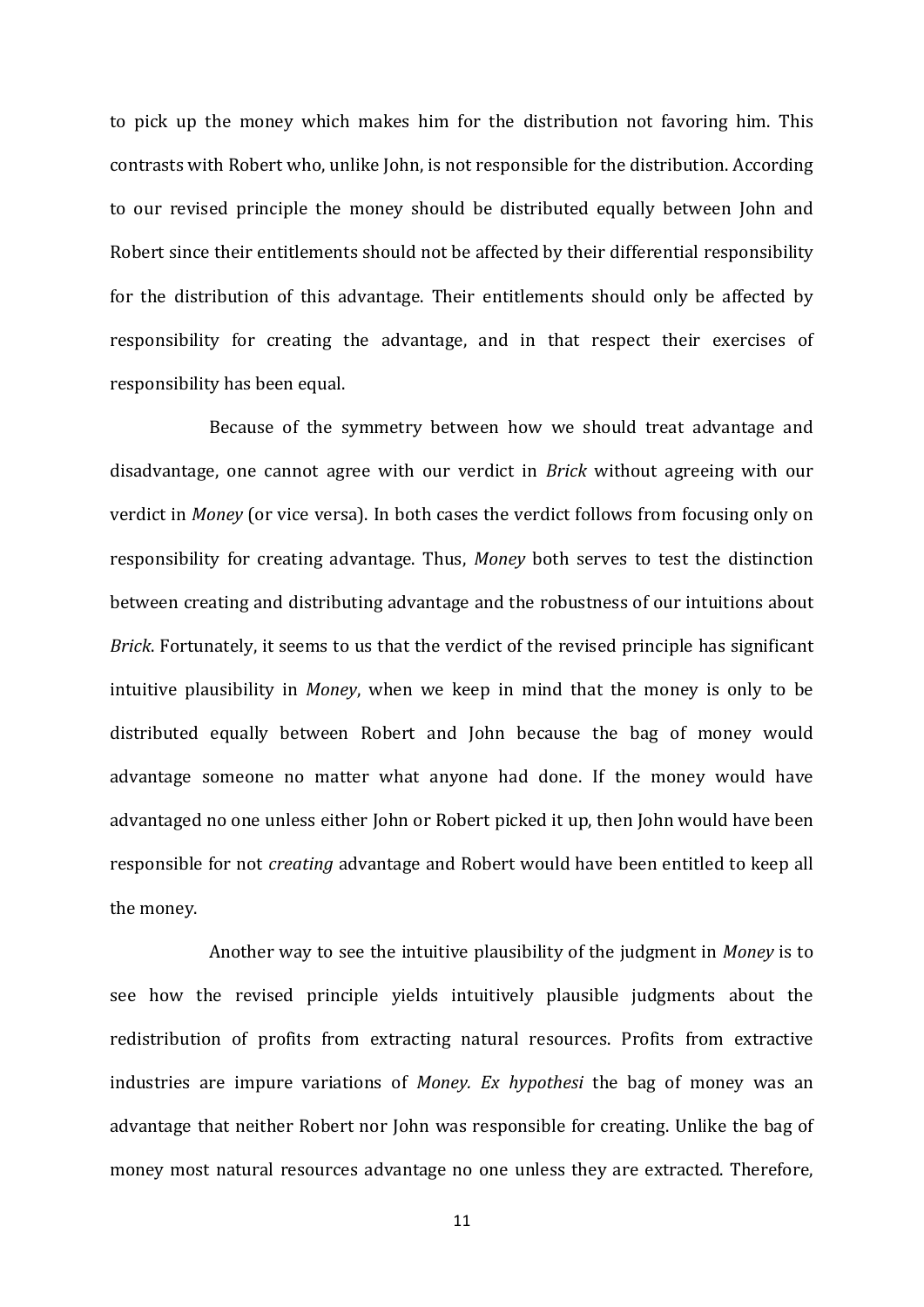to pick up the money which makes him for the distribution not favoring him. This contrasts with Robert who, unlike John, is not responsible for the distribution. According to our revised principle the money should be distributed equally between John and Robert since their entitlements should not be affected by their differential responsibility for the distribution of this advantage. Their entitlements should only be affected by responsibility for creating the advantage, and in that respect their exercises of responsibility has been equal.

Because of the symmetry between how we should treat advantage and disadvantage, one cannot agree with our verdict in *Brick* without agreeing with our verdict in *Money* (or vice versa). In both cases the verdict follows from focusing only on responsibility for creating advantage. Thus, *Money* both serves to test the distinction between creating and distributing advantage and the robustness of our intuitions about *Brick*. Fortunately, it seems to us that the verdict of the revised principle has significant intuitive plausibility in *Money*, when we keep in mind that the money is only to be distributed equally between Robert and John because the bag of money would advantage someone no matter what anyone had done. If the money would have advantaged no one unless either John or Robert picked it up, then John would have been responsible for not *creating* advantage and Robert would have been entitled to keep all the money.

Another way to see the intuitive plausibility of the judgment in *Money* is to see how the revised principle yields intuitively plausible judgments about the redistribution of profits from extracting natural resources. Profits from extractive industries are impure variations of *Money. Ex hypothesi* the bag of money was an advantage that neither Robert nor John was responsible for creating. Unlike the bag of money most natural resources advantage no one unless they are extracted. Therefore,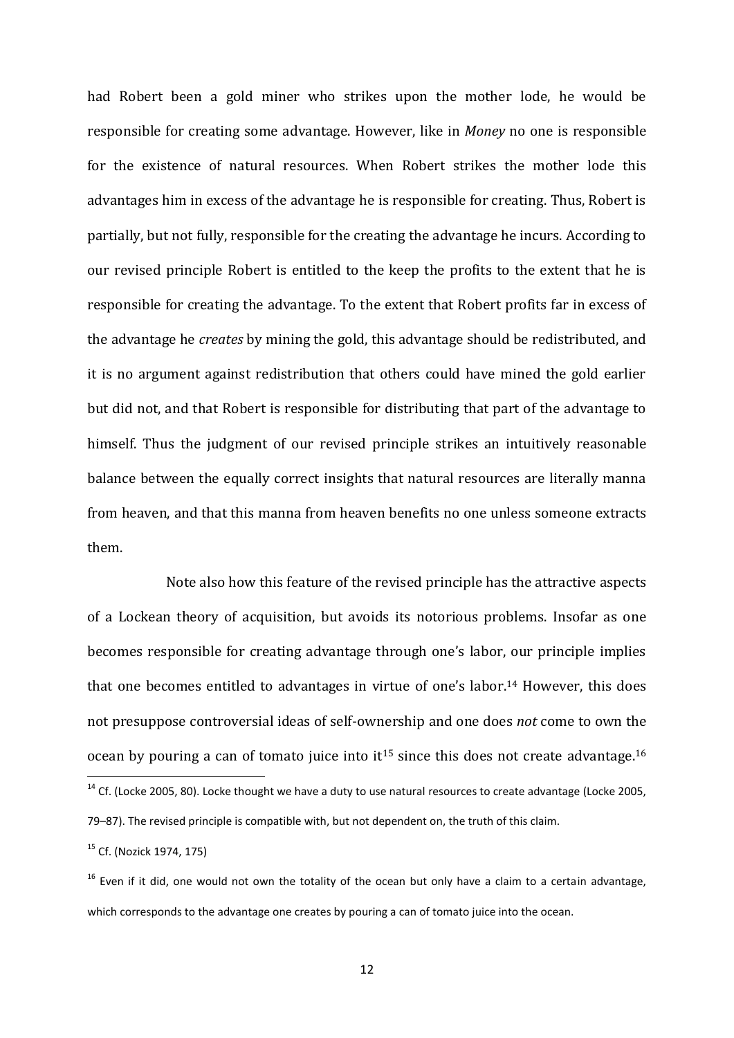had Robert been a gold miner who strikes upon the mother lode, he would be responsible for creating some advantage. However, like in *Money* no one is responsible for the existence of natural resources. When Robert strikes the mother lode this advantages him in excess of the advantage he is responsible for creating. Thus, Robert is partially, but not fully, responsible for the creating the advantage he incurs. According to our revised principle Robert is entitled to the keep the profits to the extent that he is responsible for creating the advantage. To the extent that Robert profits far in excess of the advantage he *creates* by mining the gold, this advantage should be redistributed, and it is no argument against redistribution that others could have mined the gold earlier but did not, and that Robert is responsible for distributing that part of the advantage to himself. Thus the judgment of our revised principle strikes an intuitively reasonable balance between the equally correct insights that natural resources are literally manna from heaven, and that this manna from heaven benefits no one unless someone extracts them.

Note also how this feature of the revised principle has the attractive aspects of a Lockean theory of acquisition, but avoids its notorious problems. Insofar as one becomes responsible for creating advantage through one's labor, our principle implies that one becomes entitled to advantages in virtue of one's labor.[14] However, this does not presuppose controversial ideas of self-ownership and one does *not* come to own the ocean by pouring a can of tomato juice into it[15] since this does not create advantage.[16]

[14] Cf. (Locke 2005, 80). Locke thought we have a duty to use natural resources to create advantage (Locke 2005, 79–87). The revised principle is compatible with, but not dependent on, the truth of this claim.

[15] Cf. (Nozick 1974, 175)

[16] Even if it did, one would not own the totality of the ocean but only have a claim to a certain advantage, which corresponds to the advantage one creates by pouring a can of tomato juice into the ocean.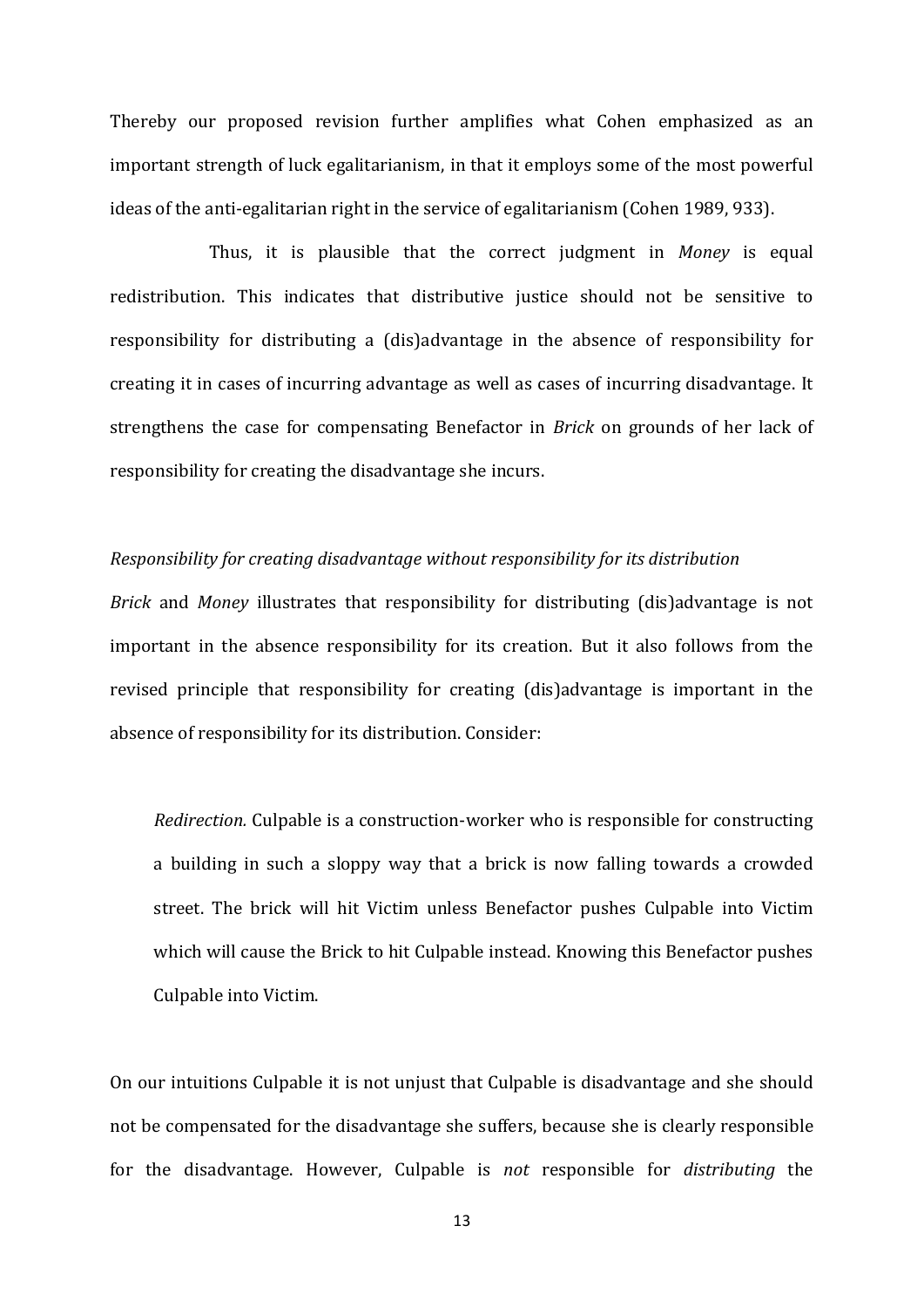Thereby our proposed revision further amplifies what Cohen emphasized as an important strength of luck egalitarianism, in that it employs some of the most powerful ideas of the anti-egalitarian right in the service of egalitarianism (Cohen 1989, 933).

Thus, it is plausible that the correct judgment in *Money* is equal redistribution. This indicates that distributive justice should not be sensitive to responsibility for distributing a (dis)advantage in the absence of responsibility for creating it in cases of incurring advantage as well as cases of incurring disadvantage. It strengthens the case for compensating Benefactor in *Brick* on grounds of her lack of responsibility for creating the disadvantage she incurs.

*Responsibility for creating disadvantage without responsibility for its distribution*

*Brick* and *Money* illustrates that responsibility for distributing (dis)advantage is not important in the absence responsibility for its creation. But it also follows from the revised principle that responsibility for creating (dis)advantage is important in the absence of responsibility for its distribution. Consider:

> *Redirection.* Culpable is a construction-worker who is responsible for constructing a building in such a sloppy way that a brick is now falling towards a crowded street. The brick will hit Victim unless Benefactor pushes Culpable into Victim which will cause the Brick to hit Culpable instead. Knowing this Benefactor pushes Culpable into Victim.

On our intuitions Culpable it is not unjust that Culpable is disadvantage and she should not be compensated for the disadvantage she suffers, because she is clearly responsible for the disadvantage. However, Culpable is *not* responsible for *distributing* the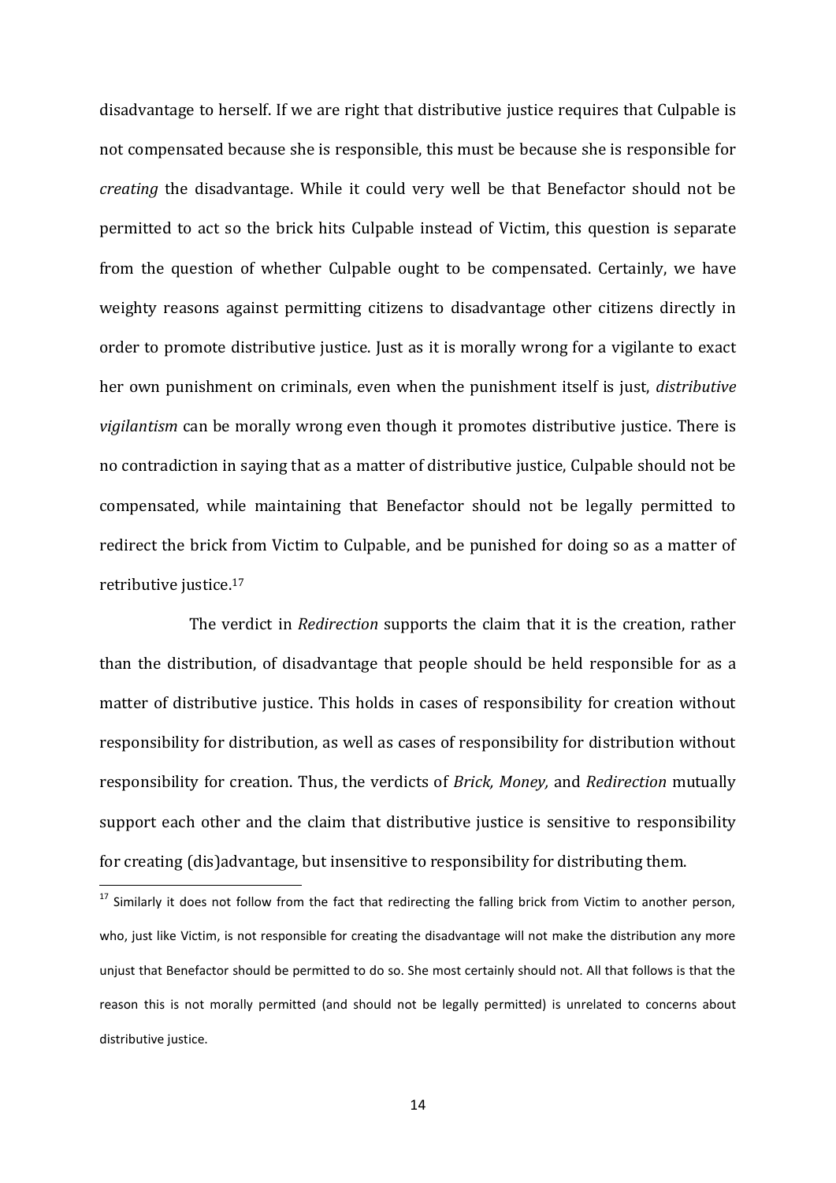disadvantage to herself. If we are right that distributive justice requires that Culpable is not compensated because she is responsible, this must be because she is responsible for *creating* the disadvantage. While it could very well be that Benefactor should not be permitted to act so the brick hits Culpable instead of Victim, this question is separate from the question of whether Culpable ought to be compensated. Certainly, we have weighty reasons against permitting citizens to disadvantage other citizens directly in order to promote distributive justice. Just as it is morally wrong for a vigilante to exact her own punishment on criminals, even when the punishment itself is just, *distributive vigilantism* can be morally wrong even though it promotes distributive justice. There is no contradiction in saying that as a matter of distributive justice, Culpable should not be compensated, while maintaining that Benefactor should not be legally permitted to redirect the brick from Victim to Culpable, and be punished for doing so as a matter of retributive justice.[17]

The verdict in *Redirection* supports the claim that it is the creation, rather than the distribution, of disadvantage that people should be held responsible for as a matter of distributive justice. This holds in cases of responsibility for creation without responsibility for distribution, as well as cases of responsibility for distribution without responsibility for creation. Thus, the verdicts of *Brick, Money,* and *Redirection* mutually support each other and the claim that distributive justice is sensitive to responsibility for creating (dis)advantage, but insensitive to responsibility for distributing them.

[17] Similarly it does not follow from the fact that redirecting the falling brick from Victim to another person, who, just like Victim, is not responsible for creating the disadvantage will not make the distribution any more unjust that Benefactor should be permitted to do so. She most certainly should not. All that follows is that the reason this is not morally permitted (and should not be legally permitted) is unrelated to concerns about distributive justice.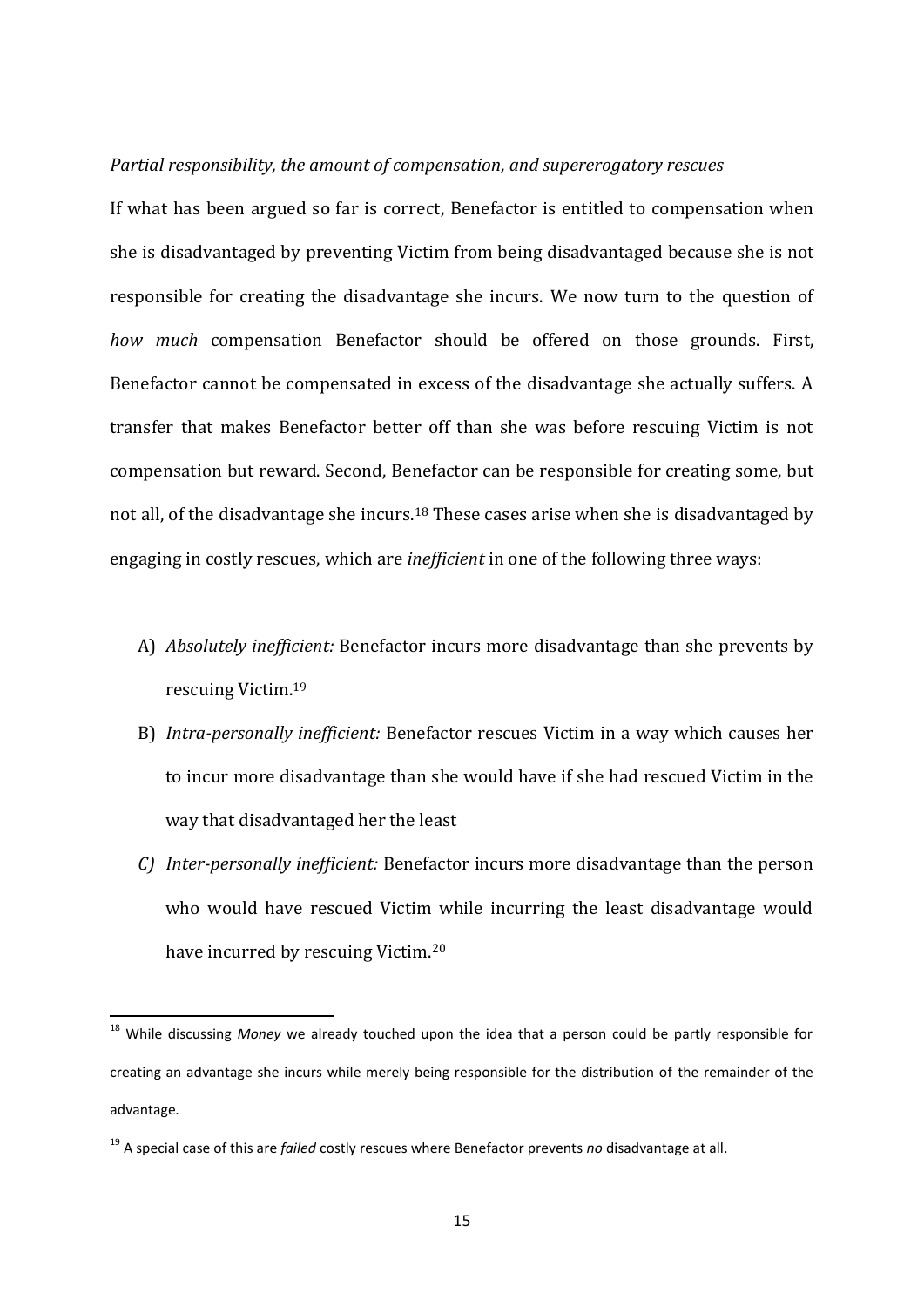*Partial responsibility, the amount of compensation, and supererogatory rescues*

If what has been argued so far is correct, Benefactor is entitled to compensation when she is disadvantaged by preventing Victim from being disadvantaged because she is not responsible for creating the disadvantage she incurs. We now turn to the question of *how much* compensation Benefactor should be offered on those grounds. First, Benefactor cannot be compensated in excess of the disadvantage she actually suffers. A transfer that makes Benefactor better off than she was before rescuing Victim is not compensation but reward. Second, Benefactor can be responsible for creating some, but not all, of the disadvantage she incurs.[18] These cases arise when she is disadvantaged by engaging in costly rescues, which are *inefficient* in one of the following three ways:

A) *Absolutely inefficient:* Benefactor incurs more disadvantage than she prevents by rescuing Victim.[19]

B) *Intra-personally inefficient:* Benefactor rescues Victim in a way which causes her to incur more disadvantage than she would have if she had rescued Victim in the way that disadvantaged her the least

*C) Inter-personally inefficient:* Benefactor incurs more disadvantage than the person who would have rescued Victim while incurring the least disadvantage would have incurred by rescuing Victim.[20]

---

[18] While discussing *Money* we already touched upon the idea that a person could be partly responsible for creating an advantage she incurs while merely being responsible for the distribution of the remainder of the advantage.

[19] A special case of this are *failed* costly rescues where Benefactor prevents *no* disadvantage at all.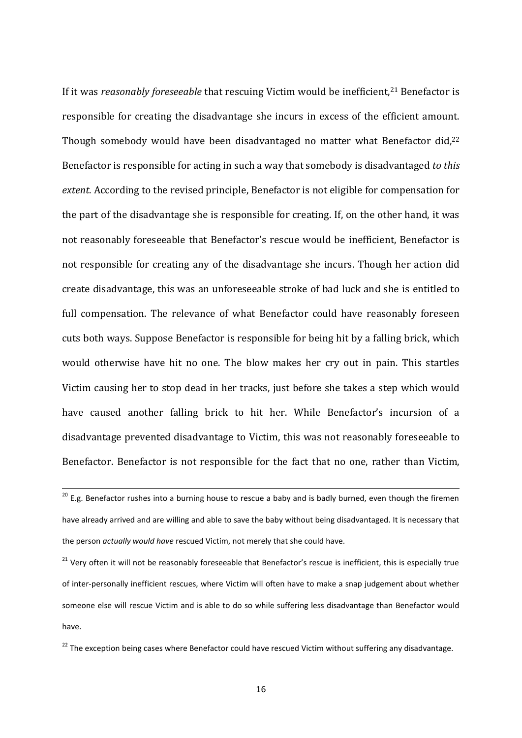If it was *reasonably foreseeable* that rescuing Victim would be inefficient,[21] Benefactor is responsible for creating the disadvantage she incurs in excess of the efficient amount. Though somebody would have been disadvantaged no matter what Benefactor did,[22] Benefactor is responsible for acting in such a way that somebody is disadvantaged *to this extent*. According to the revised principle, Benefactor is not eligible for compensation for the part of the disadvantage she is responsible for creating. If, on the other hand, it was not reasonably foreseeable that Benefactor's rescue would be inefficient, Benefactor is not responsible for creating any of the disadvantage she incurs. Though her action did create disadvantage, this was an unforeseeable stroke of bad luck and she is entitled to full compensation. The relevance of what Benefactor could have reasonably foreseen cuts both ways. Suppose Benefactor is responsible for being hit by a falling brick, which would otherwise have hit no one. The blow makes her cry out in pain. This startles Victim causing her to stop dead in her tracks, just before she takes a step which would have caused another falling brick to hit her. While Benefactor's incursion of a disadvantage prevented disadvantage to Victim, this was not reasonably foreseeable to Benefactor. Benefactor is not responsible for the fact that no one, rather than Victim,

---

[20] E.g. Benefactor rushes into a burning house to rescue a baby and is badly burned, even though the firemen have already arrived and are willing and able to save the baby without being disadvantaged. It is necessary that the person *actually would have* rescued Victim, not merely that she could have.

[21] Very often it will not be reasonably foreseeable that Benefactor's rescue is inefficient, this is especially true of inter-personally inefficient rescues, where Victim will often have to make a snap judgement about whether someone else will rescue Victim and is able to do so while suffering less disadvantage than Benefactor would have.

[22] The exception being cases where Benefactor could have rescued Victim without suffering any disadvantage.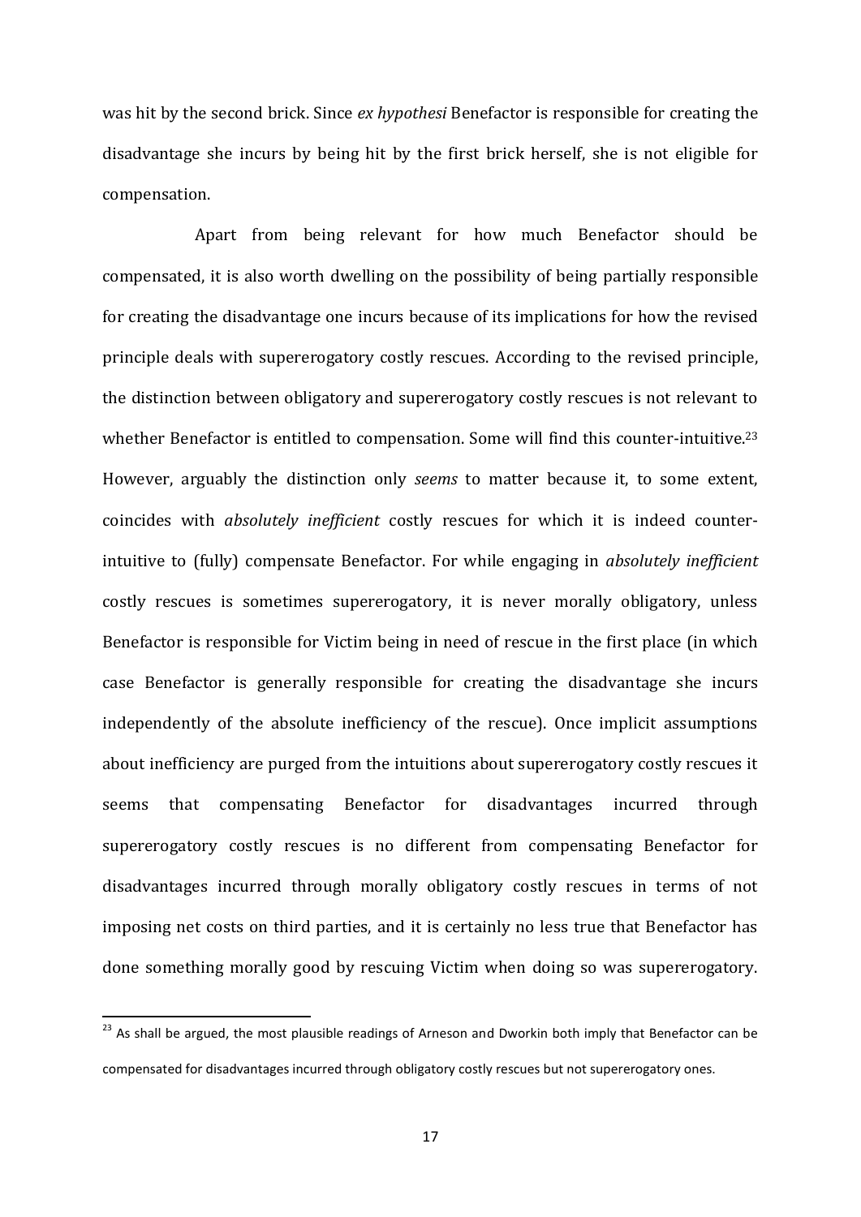was hit by the second brick. Since *ex hypothesi* Benefactor is responsible for creating the disadvantage she incurs by being hit by the first brick herself, she is not eligible for compensation.

Apart from being relevant for how much Benefactor should be compensated, it is also worth dwelling on the possibility of being partially responsible for creating the disadvantage one incurs because of its implications for how the revised principle deals with supererogatory costly rescues. According to the revised principle, the distinction between obligatory and supererogatory costly rescues is not relevant to whether Benefactor is entitled to compensation. Some will find this counter-intuitive.[23] However, arguably the distinction only *seems* to matter because it, to some extent, coincides with *absolutely inefficient* costly rescues for which it is indeed counter-intuitive to (fully) compensate Benefactor. For while engaging in *absolutely inefficient* costly rescues is sometimes supererogatory, it is never morally obligatory, unless Benefactor is responsible for Victim being in need of rescue in the first place (in which case Benefactor is generally responsible for creating the disadvantage she incurs independently of the absolute inefficiency of the rescue). Once implicit assumptions about inefficiency are purged from the intuitions about supererogatory costly rescues it seems that compensating Benefactor for disadvantages incurred through supererogatory costly rescues is no different from compensating Benefactor for disadvantages incurred through morally obligatory costly rescues in terms of not imposing net costs on third parties, and it is certainly no less true that Benefactor has done something morally good by rescuing Victim when doing so was supererogatory.

[23] As shall be argued, the most plausible readings of Arneson and Dworkin both imply that Benefactor can be compensated for disadvantages incurred through obligatory costly rescues but not supererogatory ones.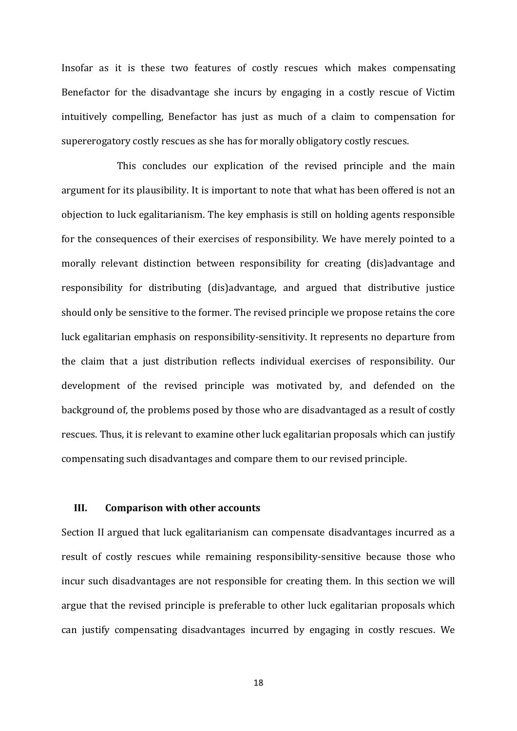Insofar as it is these two features of costly rescues which makes compensating Benefactor for the disadvantage she incurs by engaging in a costly rescue of Victim intuitively compelling, Benefactor has just as much of a claim to compensation for supererogatory costly rescues as she has for morally obligatory costly rescues.

This concludes our explication of the revised principle and the main argument for its plausibility. It is important to note that what has been offered is not an objection to luck egalitarianism. The key emphasis is still on holding agents responsible for the consequences of their exercises of responsibility. We have merely pointed to a morally relevant distinction between responsibility for creating (dis)advantage and responsibility for distributing (dis)advantage, and argued that distributive justice should only be sensitive to the former. The revised principle we propose retains the core luck egalitarian emphasis on responsibility-sensitivity. It represents no departure from the claim that a just distribution reflects individual exercises of responsibility. Our development of the revised principle was motivated by, and defended on the background of, the problems posed by those who are disadvantaged as a result of costly rescues. Thus, it is relevant to examine other luck egalitarian proposals which can justify compensating such disadvantages and compare them to our revised principle.

## III. Comparison with other accounts

Section II argued that luck egalitarianism can compensate disadvantages incurred as a result of costly rescues while remaining responsibility-sensitive because those who incur such disadvantages are not responsible for creating them. In this section we will argue that the revised principle is preferable to other luck egalitarian proposals which can justify compensating disadvantages incurred by engaging in costly rescues. We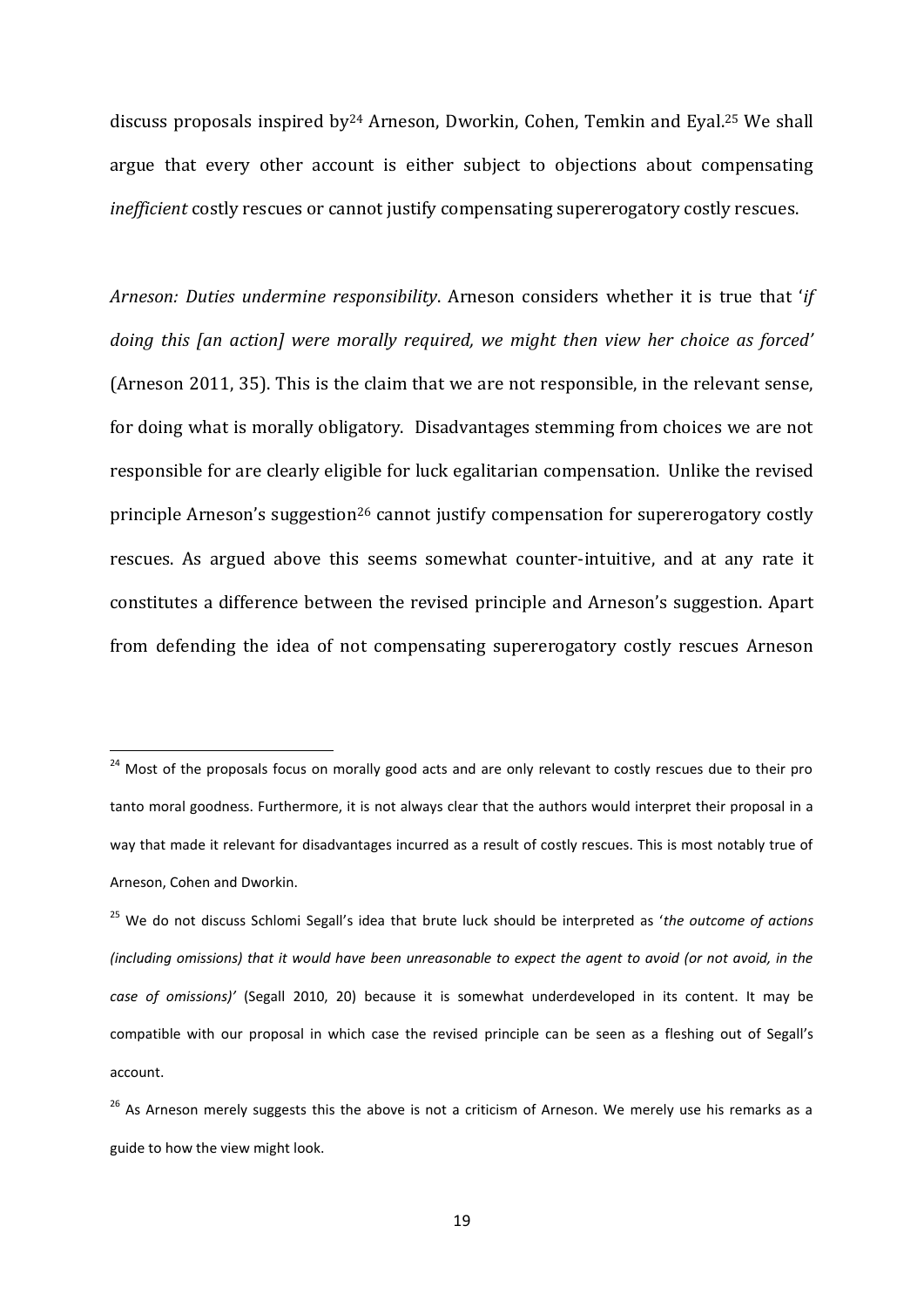discuss proposals inspired by[24] Arneson, Dworkin, Cohen, Temkin and Eyal.[25] We shall argue that every other account is either subject to objections about compensating *inefficient* costly rescues or cannot justify compensating supererogatory costly rescues.

*Arneson: Duties undermine responsibility*. Arneson considers whether it is true that '*if doing this [an action] were morally required, we might then view her choice as forced'* (Arneson 2011, 35). This is the claim that we are not responsible, in the relevant sense, for doing what is morally obligatory. Disadvantages stemming from choices we are not responsible for are clearly eligible for luck egalitarian compensation. Unlike the revised principle Arneson's suggestion[26] cannot justify compensation for supererogatory costly rescues. As argued above this seems somewhat counter-intuitive, and at any rate it constitutes a difference between the revised principle and Arneson's suggestion. Apart from defending the idea of not compensating supererogatory costly rescues Arneson

---

[24] Most of the proposals focus on morally good acts and are only relevant to costly rescues due to their pro tanto moral goodness. Furthermore, it is not always clear that the authors would interpret their proposal in a way that made it relevant for disadvantages incurred as a result of costly rescues. This is most notably true of Arneson, Cohen and Dworkin.

[25] We do not discuss Schlomi Segall's idea that brute luck should be interpreted as '*the outcome of actions (including omissions) that it would have been unreasonable to expect the agent to avoid (or not avoid, in the case of omissions)'* (Segall 2010, 20) because it is somewhat underdeveloped in its content. It may be compatible with our proposal in which case the revised principle can be seen as a fleshing out of Segall's account.

[26] As Arneson merely suggests this the above is not a criticism of Arneson. We merely use his remarks as a guide to how the view might look.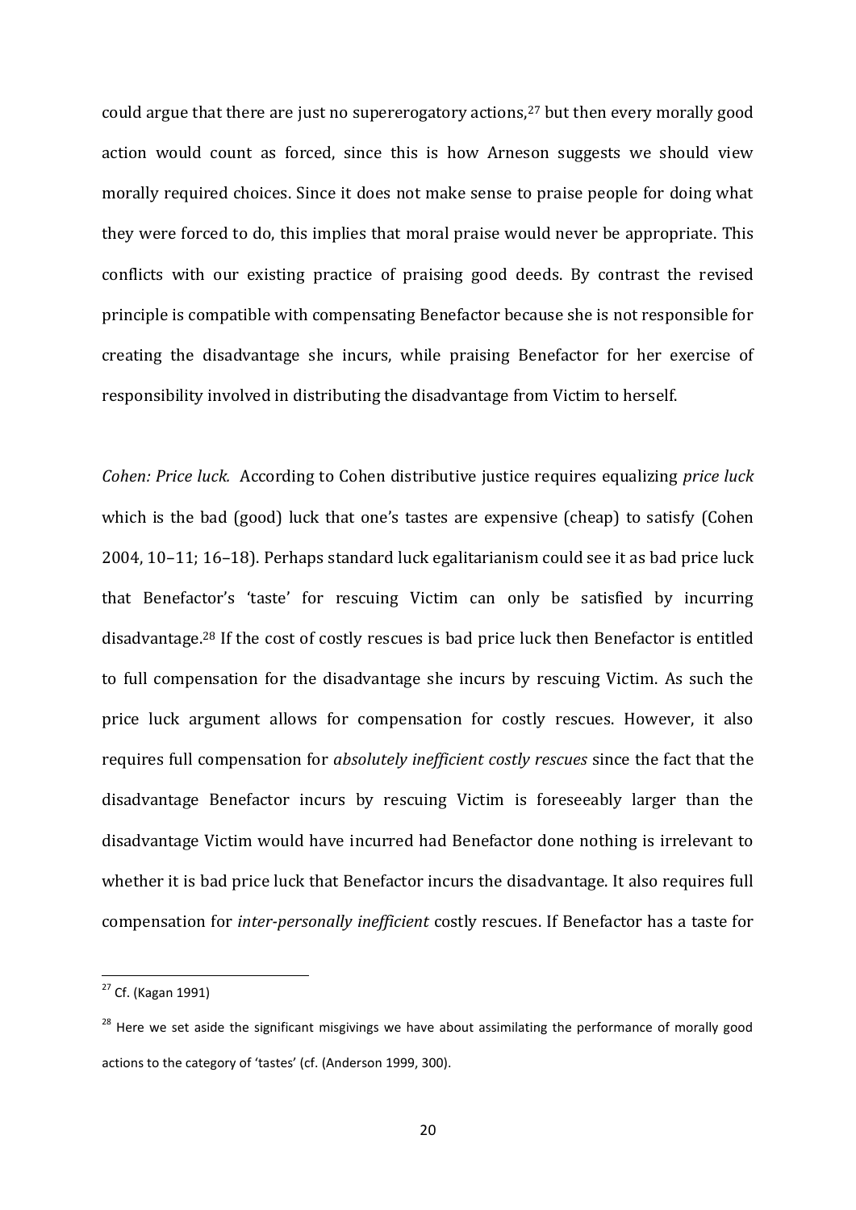could argue that there are just no supererogatory actions,[27] but then every morally good action would count as forced, since this is how Arneson suggests we should view morally required choices. Since it does not make sense to praise people for doing what they were forced to do, this implies that moral praise would never be appropriate. This conflicts with our existing practice of praising good deeds. By contrast the revised principle is compatible with compensating Benefactor because she is not responsible for creating the disadvantage she incurs, while praising Benefactor for her exercise of responsibility involved in distributing the disadvantage from Victim to herself.

*Cohen: Price luck.* According to Cohen distributive justice requires equalizing *price luck* which is the bad (good) luck that one's tastes are expensive (cheap) to satisfy (Cohen 2004, 10–11; 16–18). Perhaps standard luck egalitarianism could see it as bad price luck that Benefactor's 'taste' for rescuing Victim can only be satisfied by incurring disadvantage.[28] If the cost of costly rescues is bad price luck then Benefactor is entitled to full compensation for the disadvantage she incurs by rescuing Victim. As such the price luck argument allows for compensation for costly rescues. However, it also requires full compensation for *absolutely inefficient costly rescues* since the fact that the disadvantage Benefactor incurs by rescuing Victim is foreseeably larger than the disadvantage Victim would have incurred had Benefactor done nothing is irrelevant to whether it is bad price luck that Benefactor incurs the disadvantage. It also requires full compensation for *inter-personally inefficient* costly rescues. If Benefactor has a taste for

---

[27] Cf. (Kagan 1991)

[28] Here we set aside the significant misgivings we have about assimilating the performance of morally good actions to the category of 'tastes' (cf. (Anderson 1999, 300).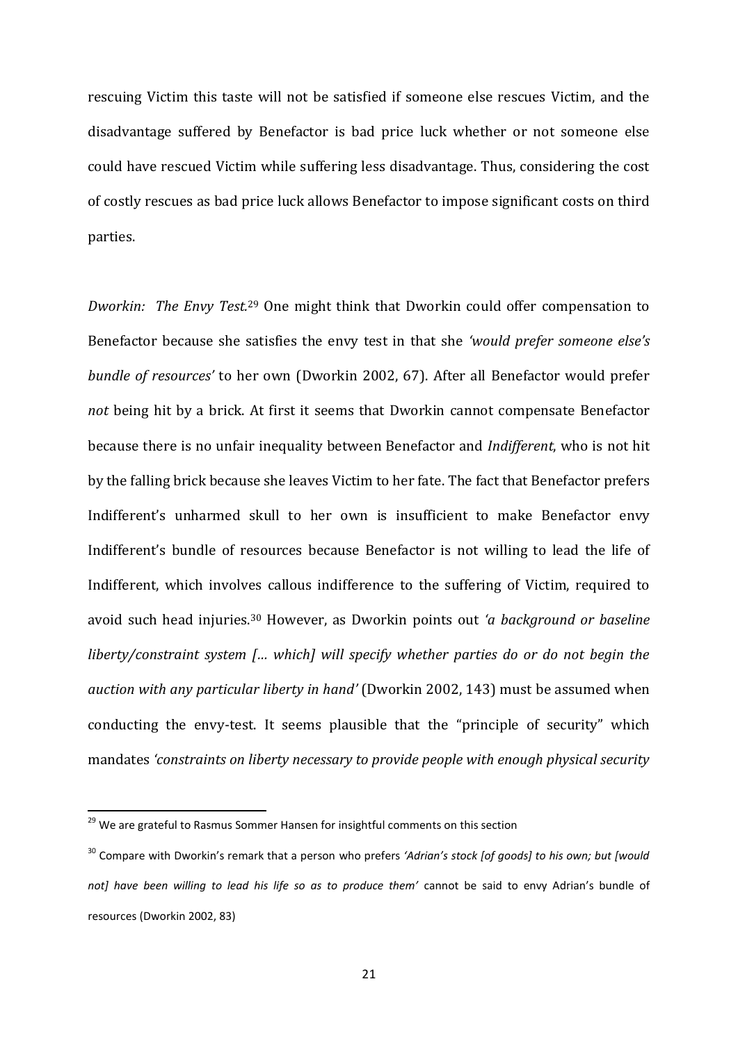rescuing Victim this taste will not be satisfied if someone else rescues Victim, and the disadvantage suffered by Benefactor is bad price luck whether or not someone else could have rescued Victim while suffering less disadvantage. Thus, considering the cost of costly rescues as bad price luck allows Benefactor to impose significant costs on third parties.

*Dworkin: The Envy Test.*[29] One might think that Dworkin could offer compensation to Benefactor because she satisfies the envy test in that she *'would prefer someone else's bundle of resources'* to her own (Dworkin 2002, 67). After all Benefactor would prefer *not* being hit by a brick. At first it seems that Dworkin cannot compensate Benefactor because there is no unfair inequality between Benefactor and *Indifferent*, who is not hit by the falling brick because she leaves Victim to her fate. The fact that Benefactor prefers Indifferent's unharmed skull to her own is insufficient to make Benefactor envy Indifferent's bundle of resources because Benefactor is not willing to lead the life of Indifferent, which involves callous indifference to the suffering of Victim, required to avoid such head injuries.[30] However, as Dworkin points out *'a background or baseline liberty/constraint system [... which] will specify whether parties do or do not begin the auction with any particular liberty in hand'* (Dworkin 2002, 143) must be assumed when conducting the envy-test. It seems plausible that the "principle of security" which mandates *'constraints on liberty necessary to provide people with enough physical security*

---

[29] We are grateful to Rasmus Sommer Hansen for insightful comments on this section

[30] Compare with Dworkin's remark that a person who prefers *'Adrian's stock [of goods] to his own; but [would not] have been willing to lead his life so as to produce them'* cannot be said to envy Adrian's bundle of resources (Dworkin 2002, 83)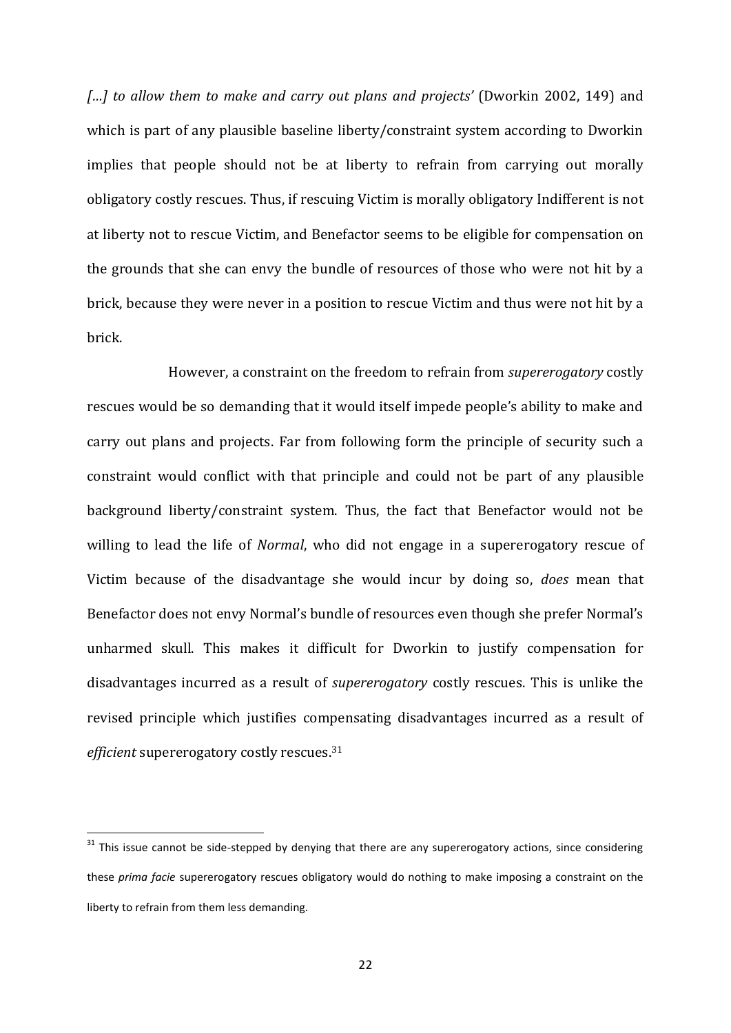*[…] to allow them to make and carry out plans and projects'* (Dworkin 2002, 149) and which is part of any plausible baseline liberty/constraint system according to Dworkin implies that people should not be at liberty to refrain from carrying out morally obligatory costly rescues. Thus, if rescuing Victim is morally obligatory Indifferent is not at liberty not to rescue Victim, and Benefactor seems to be eligible for compensation on the grounds that she can envy the bundle of resources of those who were not hit by a brick, because they were never in a position to rescue Victim and thus were not hit by a brick.

However, a constraint on the freedom to refrain from *supererogatory* costly rescues would be so demanding that it would itself impede people's ability to make and carry out plans and projects. Far from following form the principle of security such a constraint would conflict with that principle and could not be part of any plausible background liberty/constraint system. Thus, the fact that Benefactor would not be willing to lead the life of *Normal*, who did not engage in a supererogatory rescue of Victim because of the disadvantage she would incur by doing so, *does* mean that Benefactor does not envy Normal's bundle of resources even though she prefer Normal's unharmed skull. This makes it difficult for Dworkin to justify compensation for disadvantages incurred as a result of *supererogatory* costly rescues. This is unlike the revised principle which justifies compensating disadvantages incurred as a result of *efficient* supererogatory costly rescues.[31]

[31] This issue cannot be side-stepped by denying that there are any supererogatory actions, since considering these *prima facie* supererogatory rescues obligatory would do nothing to make imposing a constraint on the liberty to refrain from them less demanding.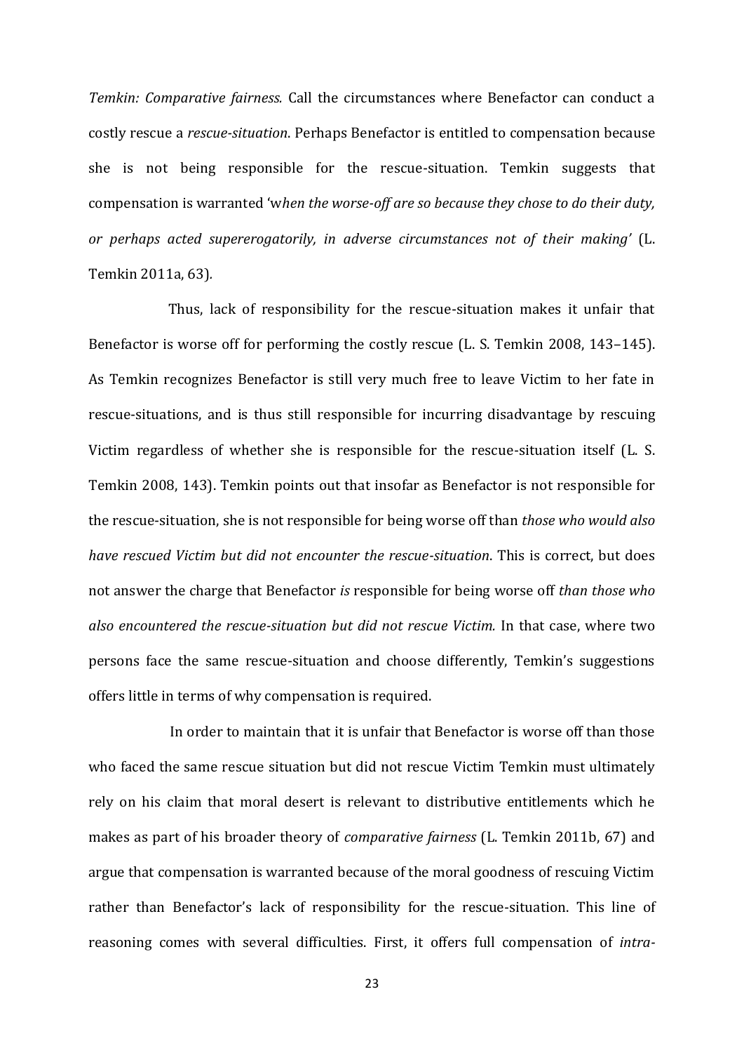*Temkin: Comparative fairness.* Call the circumstances where Benefactor can conduct a costly rescue a *rescue-situation*. Perhaps Benefactor is entitled to compensation because she is not being responsible for the rescue-situation. Temkin suggests that compensation is warranted 'w*hen the worse-off are so because they chose to do their duty, or perhaps acted supererogatorily, in adverse circumstances not of their making'* (L. Temkin 2011a, 63).

Thus, lack of responsibility for the rescue-situation makes it unfair that Benefactor is worse off for performing the costly rescue (L. S. Temkin 2008, 143–145). As Temkin recognizes Benefactor is still very much free to leave Victim to her fate in rescue-situations, and is thus still responsible for incurring disadvantage by rescuing Victim regardless of whether she is responsible for the rescue-situation itself (L. S. Temkin 2008, 143). Temkin points out that insofar as Benefactor is not responsible for the rescue-situation, she is not responsible for being worse off than *those who would also have rescued Victim but did not encounter the rescue-situation*. This is correct, but does not answer the charge that Benefactor *is* responsible for being worse off *than those who also encountered the rescue-situation but did not rescue Victim.* In that case, where two persons face the same rescue-situation and choose differently, Temkin's suggestions offers little in terms of why compensation is required.

In order to maintain that it is unfair that Benefactor is worse off than those who faced the same rescue situation but did not rescue Victim Temkin must ultimately rely on his claim that moral desert is relevant to distributive entitlements which he makes as part of his broader theory of *comparative fairness* (L. Temkin 2011b, 67) and argue that compensation is warranted because of the moral goodness of rescuing Victim rather than Benefactor's lack of responsibility for the rescue-situation. This line of reasoning comes with several difficulties. First, it offers full compensation of *intra-*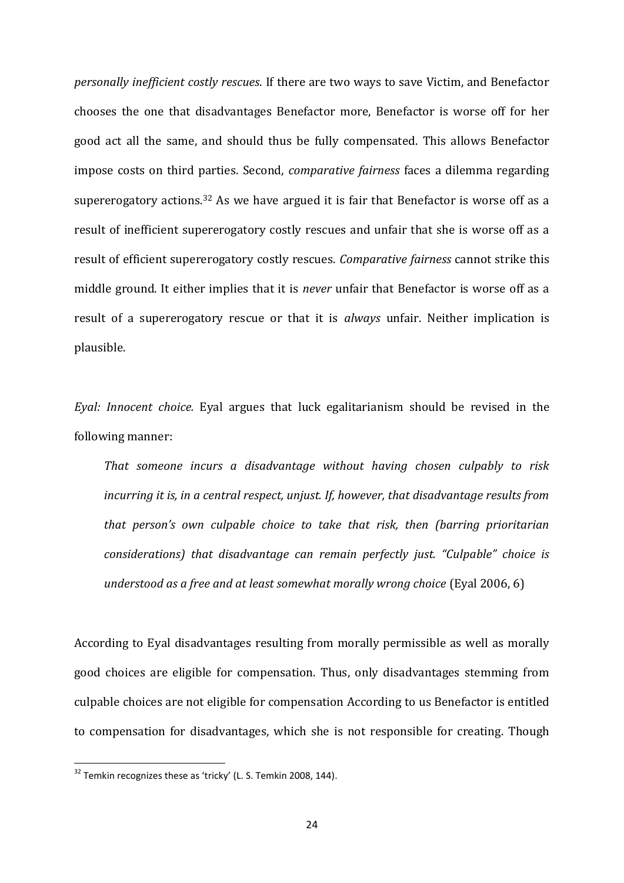*personally inefficient costly rescues*. If there are two ways to save Victim, and Benefactor chooses the one that disadvantages Benefactor more, Benefactor is worse off for her good act all the same, and should thus be fully compensated. This allows Benefactor impose costs on third parties. Second, *comparative fairness* faces a dilemma regarding supererogatory actions.[32] As we have argued it is fair that Benefactor is worse off as a result of inefficient supererogatory costly rescues and unfair that she is worse off as a result of efficient supererogatory costly rescues. *Comparative fairness* cannot strike this middle ground. It either implies that it is *never* unfair that Benefactor is worse off as a result of a supererogatory rescue or that it is *always* unfair. Neither implication is plausible.

*Eyal: Innocent choice.* Eyal argues that luck egalitarianism should be revised in the following manner:

> *That someone incurs a disadvantage without having chosen culpably to risk incurring it is, in a central respect, unjust. If, however, that disadvantage results from that person's own culpable choice to take that risk, then (barring prioritarian considerations) that disadvantage can remain perfectly just. "Culpable" choice is understood as a free and at least somewhat morally wrong choice* (Eyal 2006, 6)

According to Eyal disadvantages resulting from morally permissible as well as morally good choices are eligible for compensation. Thus, only disadvantages stemming from culpable choices are not eligible for compensation According to us Benefactor is entitled to compensation for disadvantages, which she is not responsible for creating. Though

[32] Temkin recognizes these as 'tricky' (L. S. Temkin 2008, 144).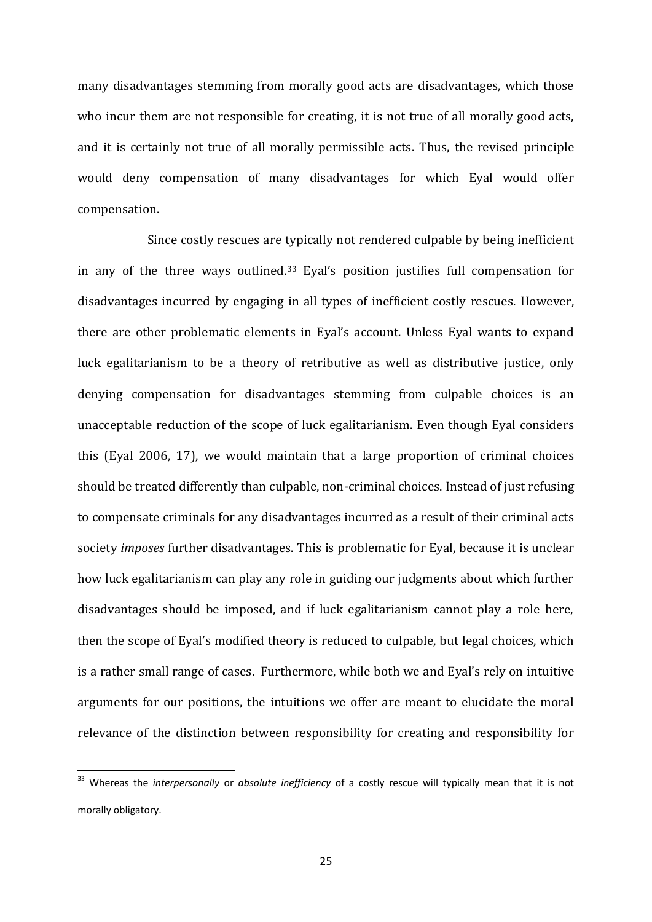many disadvantages stemming from morally good acts are disadvantages, which those who incur them are not responsible for creating, it is not true of all morally good acts, and it is certainly not true of all morally permissible acts. Thus, the revised principle would deny compensation of many disadvantages for which Eyal would offer compensation.

Since costly rescues are typically not rendered culpable by being inefficient in any of the three ways outlined.[33] Eyal's position justifies full compensation for disadvantages incurred by engaging in all types of inefficient costly rescues. However, there are other problematic elements in Eyal's account. Unless Eyal wants to expand luck egalitarianism to be a theory of retributive as well as distributive justice, only denying compensation for disadvantages stemming from culpable choices is an unacceptable reduction of the scope of luck egalitarianism. Even though Eyal considers this (Eyal 2006, 17), we would maintain that a large proportion of criminal choices should be treated differently than culpable, non-criminal choices. Instead of just refusing to compensate criminals for any disadvantages incurred as a result of their criminal acts society *imposes* further disadvantages. This is problematic for Eyal, because it is unclear how luck egalitarianism can play any role in guiding our judgments about which further disadvantages should be imposed, and if luck egalitarianism cannot play a role here, then the scope of Eyal's modified theory is reduced to culpable, but legal choices, which is a rather small range of cases. Furthermore, while both we and Eyal's rely on intuitive arguments for our positions, the intuitions we offer are meant to elucidate the moral relevance of the distinction between responsibility for creating and responsibility for

[33] Whereas the *interpersonally* or *absolute inefficiency* of a costly rescue will typically mean that it is not morally obligatory.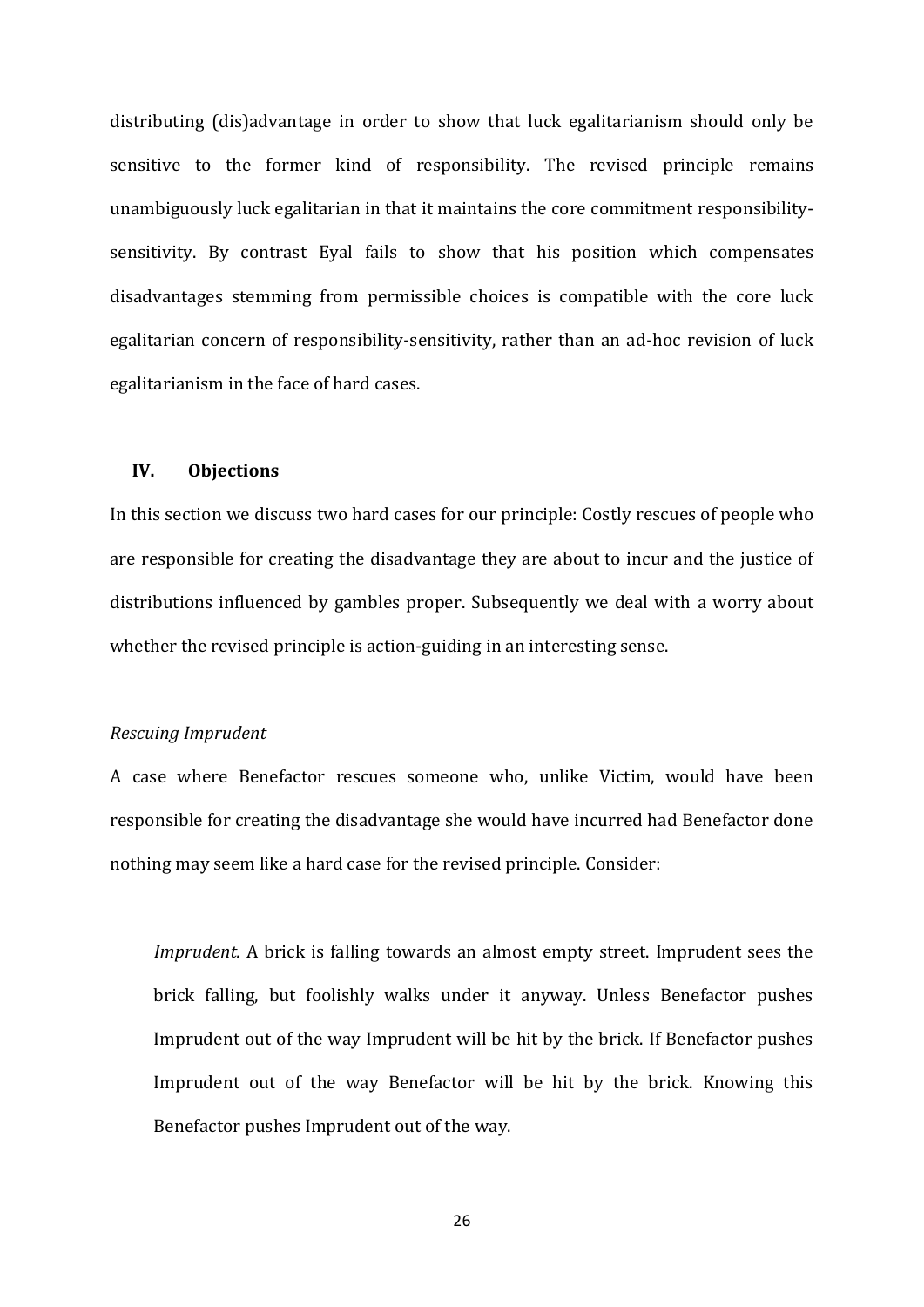distributing (dis)advantage in order to show that luck egalitarianism should only be sensitive to the former kind of responsibility. The revised principle remains unambiguously luck egalitarian in that it maintains the core commitment responsibility-sensitivity. By contrast Eyal fails to show that his position which compensates disadvantages stemming from permissible choices is compatible with the core luck egalitarian concern of responsibility-sensitivity, rather than an ad-hoc revision of luck egalitarianism in the face of hard cases.

## IV. Objections

In this section we discuss two hard cases for our principle: Costly rescues of people who are responsible for creating the disadvantage they are about to incur and the justice of distributions influenced by gambles proper. Subsequently we deal with a worry about whether the revised principle is action-guiding in an interesting sense.

### *Rescuing Imprudent*

A case where Benefactor rescues someone who, unlike Victim, would have been responsible for creating the disadvantage she would have incurred had Benefactor done nothing may seem like a hard case for the revised principle. Consider:

> *Imprudent.* A brick is falling towards an almost empty street. Imprudent sees the brick falling, but foolishly walks under it anyway. Unless Benefactor pushes Imprudent out of the way Imprudent will be hit by the brick. If Benefactor pushes Imprudent out of the way Benefactor will be hit by the brick. Knowing this Benefactor pushes Imprudent out of the way.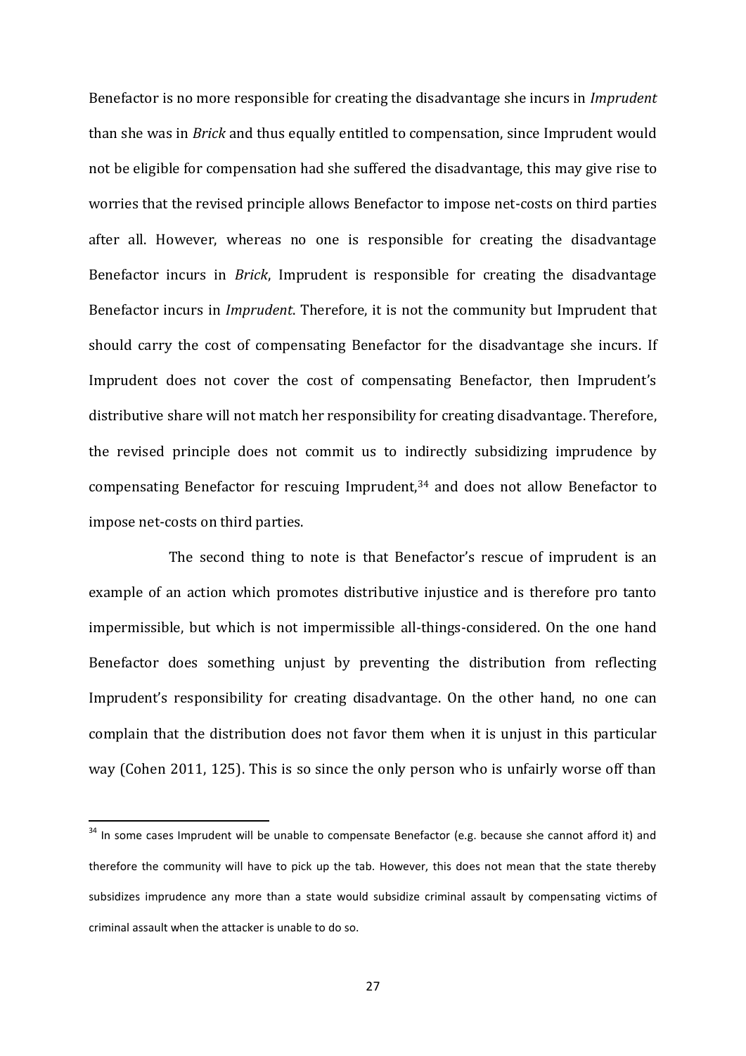Benefactor is no more responsible for creating the disadvantage she incurs in *Imprudent* than she was in *Brick* and thus equally entitled to compensation, since Imprudent would not be eligible for compensation had she suffered the disadvantage, this may give rise to worries that the revised principle allows Benefactor to impose net-costs on third parties after all. However, whereas no one is responsible for creating the disadvantage Benefactor incurs in *Brick*, Imprudent is responsible for creating the disadvantage Benefactor incurs in *Imprudent*. Therefore, it is not the community but Imprudent that should carry the cost of compensating Benefactor for the disadvantage she incurs. If Imprudent does not cover the cost of compensating Benefactor, then Imprudent's distributive share will not match her responsibility for creating disadvantage. Therefore, the revised principle does not commit us to indirectly subsidizing imprudence by compensating Benefactor for rescuing Imprudent,[34] and does not allow Benefactor to impose net-costs on third parties.

The second thing to note is that Benefactor's rescue of imprudent is an example of an action which promotes distributive injustice and is therefore pro tanto impermissible, but which is not impermissible all-things-considered. On the one hand Benefactor does something unjust by preventing the distribution from reflecting Imprudent's responsibility for creating disadvantage. On the other hand, no one can complain that the distribution does not favor them when it is unjust in this particular way (Cohen 2011, 125). This is so since the only person who is unfairly worse off than

[34] In some cases Imprudent will be unable to compensate Benefactor (e.g. because she cannot afford it) and therefore the community will have to pick up the tab. However, this does not mean that the state thereby subsidizes imprudence any more than a state would subsidize criminal assault by compensating victims of criminal assault when the attacker is unable to do so.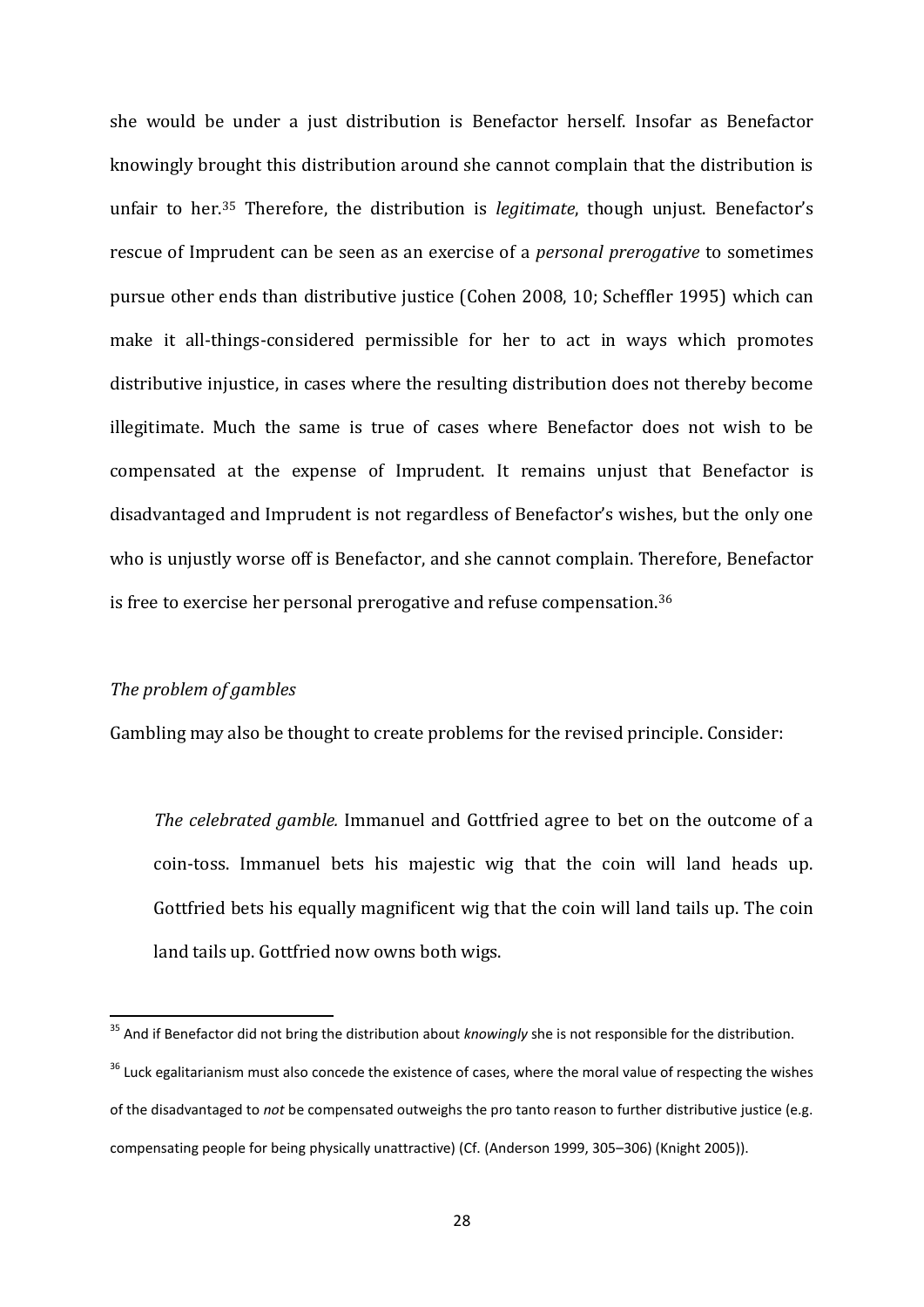she would be under a just distribution is Benefactor herself. Insofar as Benefactor knowingly brought this distribution around she cannot complain that the distribution is unfair to her.[35] Therefore, the distribution is *legitimate*, though unjust. Benefactor's rescue of Imprudent can be seen as an exercise of a *personal prerogative* to sometimes pursue other ends than distributive justice (Cohen 2008, 10; Scheffler 1995) which can make it all-things-considered permissible for her to act in ways which promotes distributive injustice, in cases where the resulting distribution does not thereby become illegitimate. Much the same is true of cases where Benefactor does not wish to be compensated at the expense of Imprudent. It remains unjust that Benefactor is disadvantaged and Imprudent is not regardless of Benefactor's wishes, but the only one who is unjustly worse off is Benefactor, and she cannot complain. Therefore, Benefactor is free to exercise her personal prerogative and refuse compensation.[36]

*The problem of gambles*

Gambling may also be thought to create problems for the revised principle. Consider:

> *The celebrated gamble.* Immanuel and Gottfried agree to bet on the outcome of a coin-toss. Immanuel bets his majestic wig that the coin will land heads up. Gottfried bets his equally magnificent wig that the coin will land tails up. The coin land tails up. Gottfried now owns both wigs.

---

[35] And if Benefactor did not bring the distribution about *knowingly* she is not responsible for the distribution.

[36] Luck egalitarianism must also concede the existence of cases, where the moral value of respecting the wishes of the disadvantaged to *not* be compensated outweighs the pro tanto reason to further distributive justice (e.g. compensating people for being physically unattractive) (Cf. (Anderson 1999, 305–306) (Knight 2005)).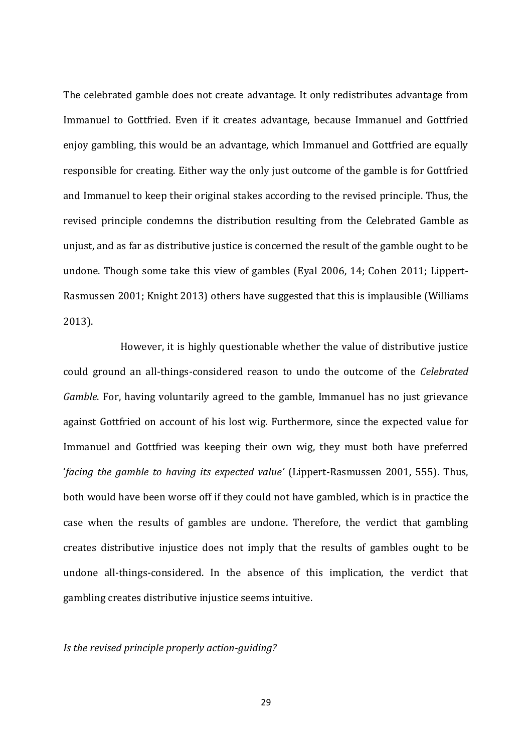The celebrated gamble does not create advantage. It only redistributes advantage from Immanuel to Gottfried. Even if it creates advantage, because Immanuel and Gottfried enjoy gambling, this would be an advantage, which Immanuel and Gottfried are equally responsible for creating. Either way the only just outcome of the gamble is for Gottfried and Immanuel to keep their original stakes according to the revised principle. Thus, the revised principle condemns the distribution resulting from the Celebrated Gamble as unjust, and as far as distributive justice is concerned the result of the gamble ought to be undone. Though some take this view of gambles (Eyal 2006, 14; Cohen 2011; Lippert-Rasmussen 2001; Knight 2013) others have suggested that this is implausible (Williams 2013).

However, it is highly questionable whether the value of distributive justice could ground an all-things-considered reason to undo the outcome of the *Celebrated Gamble*. For, having voluntarily agreed to the gamble, Immanuel has no just grievance against Gottfried on account of his lost wig. Furthermore, since the expected value for Immanuel and Gottfried was keeping their own wig, they must both have preferred '*facing the gamble to having its expected value*' (Lippert-Rasmussen 2001, 555). Thus, both would have been worse off if they could not have gambled, which is in practice the case when the results of gambles are undone. Therefore, the verdict that gambling creates distributive injustice does not imply that the results of gambles ought to be undone all-things-considered. In the absence of this implication, the verdict that gambling creates distributive injustice seems intuitive.

*Is the revised principle properly action-guiding?*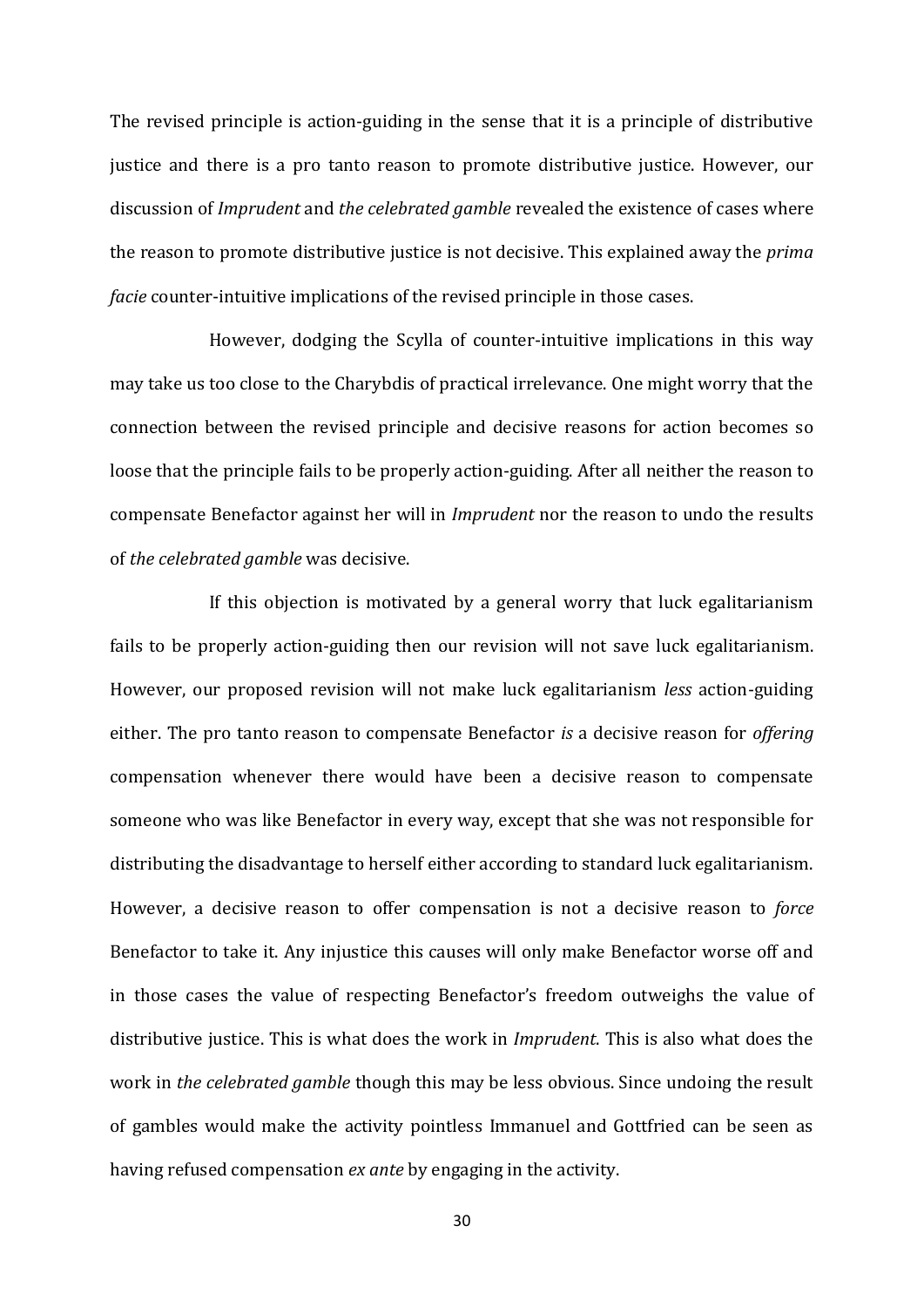The revised principle is action-guiding in the sense that it is a principle of distributive justice and there is a pro tanto reason to promote distributive justice. However, our discussion of *Imprudent* and *the celebrated gamble* revealed the existence of cases where the reason to promote distributive justice is not decisive. This explained away the *prima facie* counter-intuitive implications of the revised principle in those cases.

However, dodging the Scylla of counter-intuitive implications in this way may take us too close to the Charybdis of practical irrelevance. One might worry that the connection between the revised principle and decisive reasons for action becomes so loose that the principle fails to be properly action-guiding. After all neither the reason to compensate Benefactor against her will in *Imprudent* nor the reason to undo the results of *the celebrated gamble* was decisive.

If this objection is motivated by a general worry that luck egalitarianism fails to be properly action-guiding then our revision will not save luck egalitarianism. However, our proposed revision will not make luck egalitarianism *less* action-guiding either. The pro tanto reason to compensate Benefactor *is* a decisive reason for *offering* compensation whenever there would have been a decisive reason to compensate someone who was like Benefactor in every way, except that she was not responsible for distributing the disadvantage to herself either according to standard luck egalitarianism. However, a decisive reason to offer compensation is not a decisive reason to *force* Benefactor to take it. Any injustice this causes will only make Benefactor worse off and in those cases the value of respecting Benefactor's freedom outweighs the value of distributive justice. This is what does the work in *Imprudent*. This is also what does the work in *the celebrated gamble* though this may be less obvious. Since undoing the result of gambles would make the activity pointless Immanuel and Gottfried can be seen as having refused compensation *ex ante* by engaging in the activity.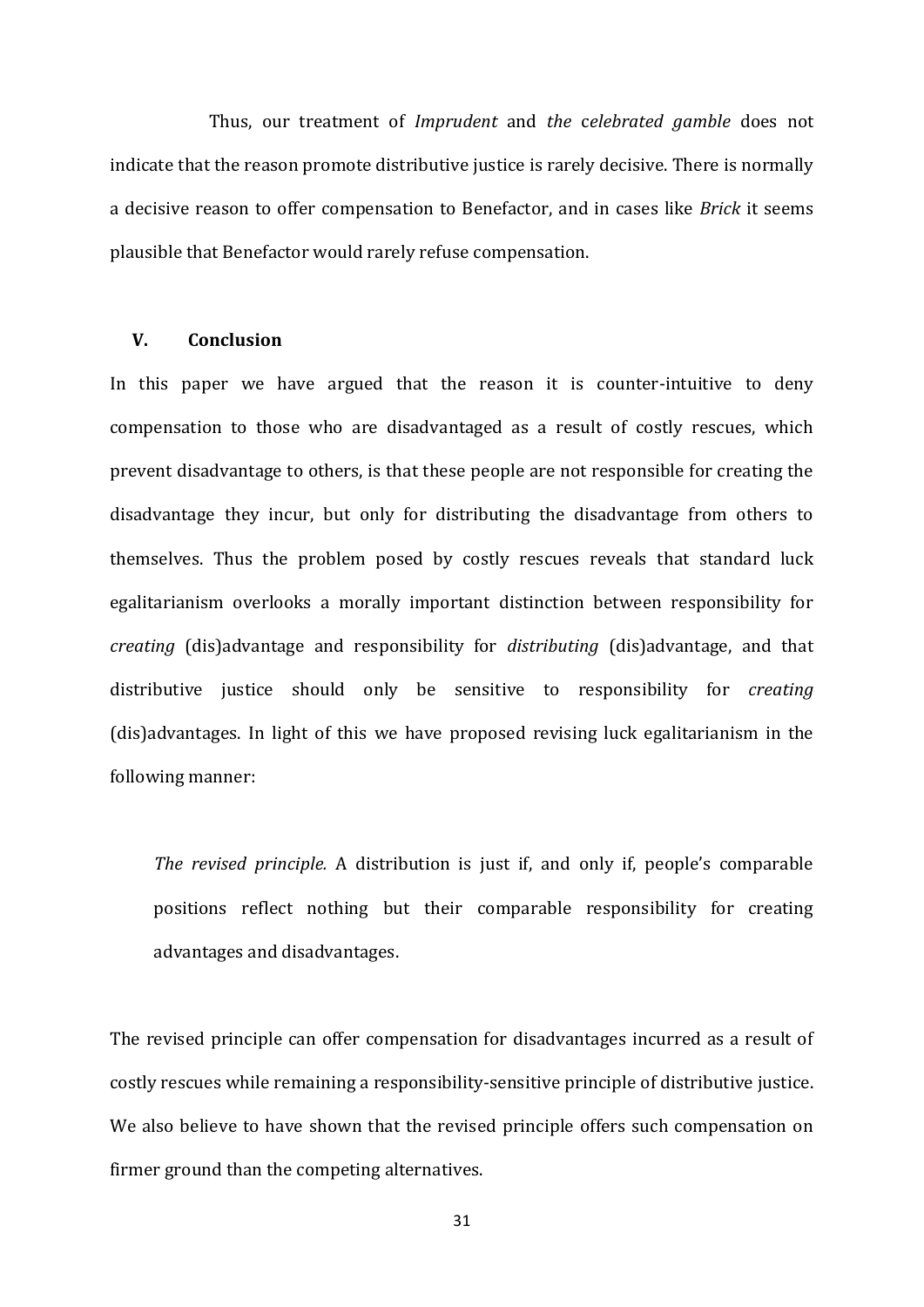Thus, our treatment of *Imprudent* and *the celebrated gamble* does not indicate that the reason promote distributive justice is rarely decisive. There is normally a decisive reason to offer compensation to Benefactor, and in cases like *Brick* it seems plausible that Benefactor would rarely refuse compensation.

## V. Conclusion

In this paper we have argued that the reason it is counter-intuitive to deny compensation to those who are disadvantaged as a result of costly rescues, which prevent disadvantage to others, is that these people are not responsible for creating the disadvantage they incur, but only for distributing the disadvantage from others to themselves. Thus the problem posed by costly rescues reveals that standard luck egalitarianism overlooks a morally important distinction between responsibility for *creating* (dis)advantage and responsibility for *distributing* (dis)advantage, and that distributive justice should only be sensitive to responsibility for *creating* (dis)advantages. In light of this we have proposed revising luck egalitarianism in the following manner:

> *The revised principle.* A distribution is just if, and only if, people's comparable positions reflect nothing but their comparable responsibility for creating advantages and disadvantages.

The revised principle can offer compensation for disadvantages incurred as a result of costly rescues while remaining a responsibility-sensitive principle of distributive justice. We also believe to have shown that the revised principle offers such compensation on firmer ground than the competing alternatives.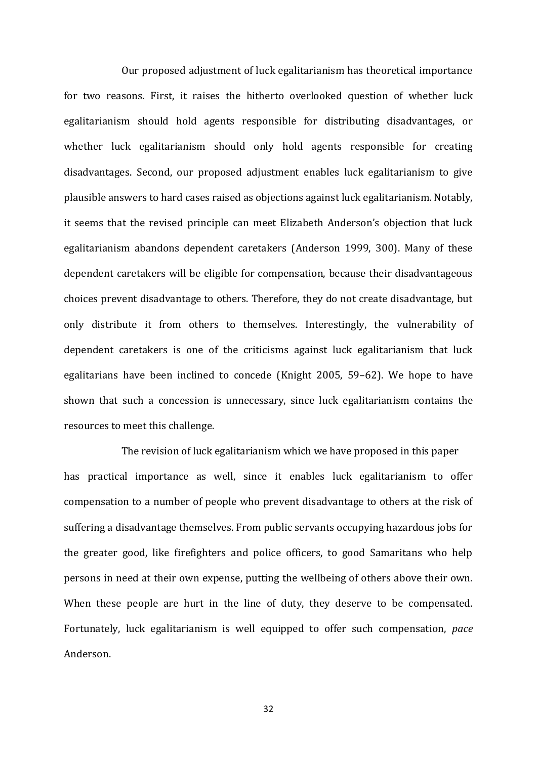Our proposed adjustment of luck egalitarianism has theoretical importance for two reasons. First, it raises the hitherto overlooked question of whether luck egalitarianism should hold agents responsible for distributing disadvantages, or whether luck egalitarianism should only hold agents responsible for creating disadvantages. Second, our proposed adjustment enables luck egalitarianism to give plausible answers to hard cases raised as objections against luck egalitarianism. Notably, it seems that the revised principle can meet Elizabeth Anderson's objection that luck egalitarianism abandons dependent caretakers (Anderson 1999, 300). Many of these dependent caretakers will be eligible for compensation, because their disadvantageous choices prevent disadvantage to others. Therefore, they do not create disadvantage, but only distribute it from others to themselves. Interestingly, the vulnerability of dependent caretakers is one of the criticisms against luck egalitarianism that luck egalitarians have been inclined to concede (Knight 2005, 59–62). We hope to have shown that such a concession is unnecessary, since luck egalitarianism contains the resources to meet this challenge.

The revision of luck egalitarianism which we have proposed in this paper has practical importance as well, since it enables luck egalitarianism to offer compensation to a number of people who prevent disadvantage to others at the risk of suffering a disadvantage themselves. From public servants occupying hazardous jobs for the greater good, like firefighters and police officers, to good Samaritans who help persons in need at their own expense, putting the wellbeing of others above their own. When these people are hurt in the line of duty, they deserve to be compensated. Fortunately, luck egalitarianism is well equipped to offer such compensation, *pace* Anderson.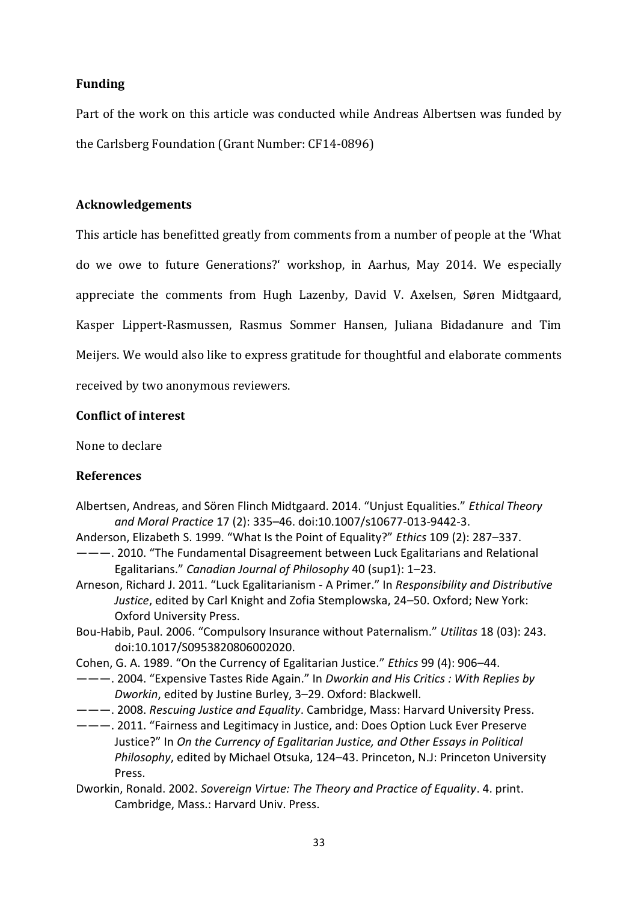**Funding**

Part of the work on this article was conducted while Andreas Albertsen was funded by the Carlsberg Foundation (Grant Number: CF14-0896)

**Acknowledgements**

This article has benefitted greatly from comments from a number of people at the 'What do we owe to future Generations?' workshop, in Aarhus, May 2014. We especially appreciate the comments from Hugh Lazenby, David V. Axelsen, Søren Midtgaard, Kasper Lippert-Rasmussen, Rasmus Sommer Hansen, Juliana Bidadanure and Tim Meijers. We would also like to express gratitude for thoughtful and elaborate comments received by two anonymous reviewers.

**Conflict of interest**

None to declare

**References**

Albertsen, Andreas, and Sören Flinch Midtgaard. 2014. "Unjust Equalities." *Ethical Theory and Moral Practice* 17 (2): 335–46. doi:10.1007/s10677-013-9442-3.

Anderson, Elizabeth S. 1999. "What Is the Point of Equality?" *Ethics* 109 (2): 287–337.

———. 2010. "The Fundamental Disagreement between Luck Egalitarians and Relational Egalitarians." *Canadian Journal of Philosophy* 40 (sup1): 1–23.

Arneson, Richard J. 2011. "Luck Egalitarianism - A Primer." In *Responsibility and Distributive Justice*, edited by Carl Knight and Zofia Stemplowska, 24–50. Oxford; New York: Oxford University Press.

Bou-Habib, Paul. 2006. "Compulsory Insurance without Paternalism." *Utilitas* 18 (03): 243. doi:10.1017/S0953820806002020.

Cohen, G. A. 1989. "On the Currency of Egalitarian Justice." *Ethics* 99 (4): 906–44.

———. 2004. "Expensive Tastes Ride Again." In *Dworkin and His Critics : With Replies by Dworkin*, edited by Justine Burley, 3–29. Oxford: Blackwell.

———. 2008. *Rescuing Justice and Equality*. Cambridge, Mass: Harvard University Press.

———. 2011. "Fairness and Legitimacy in Justice, and: Does Option Luck Ever Preserve Justice?" In *On the Currency of Egalitarian Justice, and Other Essays in Political Philosophy*, edited by Michael Otsuka, 124–43. Princeton, N.J: Princeton University Press.

Dworkin, Ronald. 2002. *Sovereign Virtue: The Theory and Practice of Equality*. 4. print. Cambridge, Mass.: Harvard Univ. Press.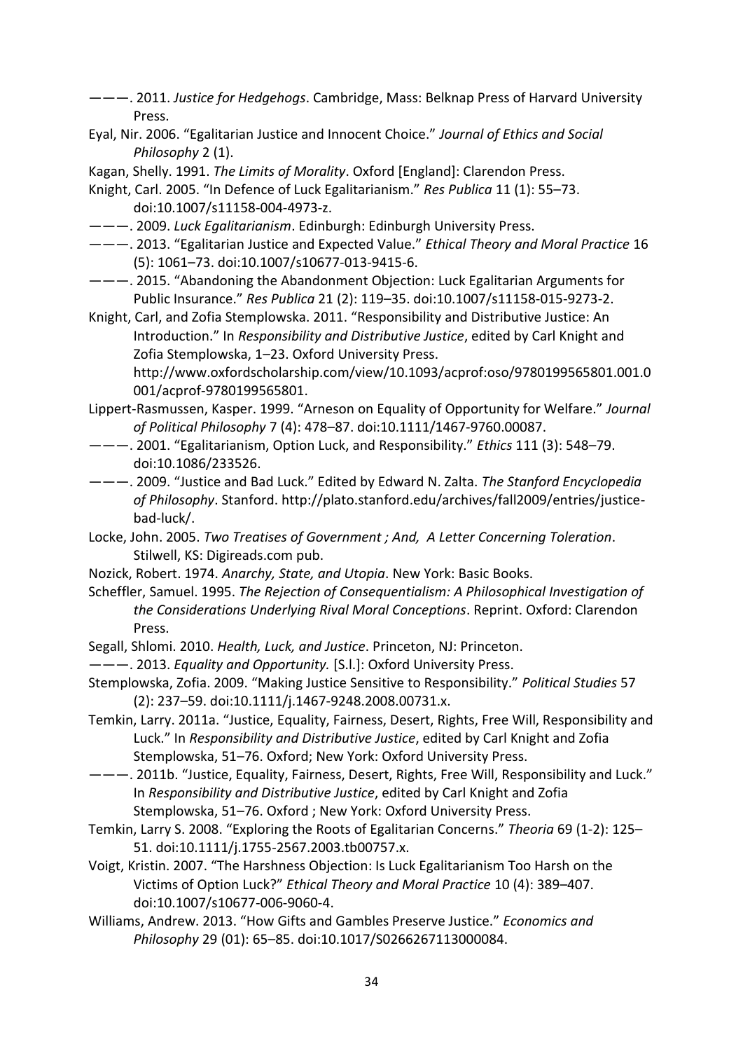———. 2011. *Justice for Hedgehogs*. Cambridge, Mass: Belknap Press of Harvard University Press.

Eyal, Nir. 2006. "Egalitarian Justice and Innocent Choice." *Journal of Ethics and Social Philosophy* 2 (1).

Kagan, Shelly. 1991. *The Limits of Morality*. Oxford [England]: Clarendon Press.

Knight, Carl. 2005. "In Defence of Luck Egalitarianism." *Res Publica* 11 (1): 55–73. doi:10.1007/s11158-004-4973-z.

———. 2009. *Luck Egalitarianism*. Edinburgh: Edinburgh University Press.

———. 2013. "Egalitarian Justice and Expected Value." *Ethical Theory and Moral Practice* 16 (5): 1061–73. doi:10.1007/s10677-013-9415-6.

———. 2015. "Abandoning the Abandonment Objection: Luck Egalitarian Arguments for Public Insurance." *Res Publica* 21 (2): 119–35. doi:10.1007/s11158-015-9273-2.

Knight, Carl, and Zofia Stemplowska. 2011. "Responsibility and Distributive Justice: An Introduction." In *Responsibility and Distributive Justice*, edited by Carl Knight and Zofia Stemplowska, 1–23. Oxford University Press. http://www.oxfordscholarship.com/view/10.1093/acprof:oso/9780199565801.001.0001/acprof-9780199565801.

Lippert-Rasmussen, Kasper. 1999. "Arneson on Equality of Opportunity for Welfare." *Journal of Political Philosophy* 7 (4): 478–87. doi:10.1111/1467-9760.00087.

———. 2001. "Egalitarianism, Option Luck, and Responsibility." *Ethics* 111 (3): 548–79. doi:10.1086/233526.

———. 2009. "Justice and Bad Luck." Edited by Edward N. Zalta. *The Stanford Encyclopedia of Philosophy*. Stanford. http://plato.stanford.edu/archives/fall2009/entries/justice-bad-luck/.

Locke, John. 2005. *Two Treatises of Government ; And, A Letter Concerning Toleration*. Stilwell, KS: Digireads.com pub.

Nozick, Robert. 1974. *Anarchy, State, and Utopia*. New York: Basic Books.

Scheffler, Samuel. 1995. *The Rejection of Consequentialism: A Philosophical Investigation of the Considerations Underlying Rival Moral Conceptions*. Reprint. Oxford: Clarendon Press.

Segall, Shlomi. 2010. *Health, Luck, and Justice*. Princeton, NJ: Princeton.

———. 2013. *Equality and Opportunity.* [S.l.]: Oxford University Press.

Stemplowska, Zofia. 2009. "Making Justice Sensitive to Responsibility." *Political Studies* 57 (2): 237–59. doi:10.1111/j.1467-9248.2008.00731.x.

Temkin, Larry. 2011a. "Justice, Equality, Fairness, Desert, Rights, Free Will, Responsibility and Luck." In *Responsibility and Distributive Justice*, edited by Carl Knight and Zofia Stemplowska, 51–76. Oxford; New York: Oxford University Press.

———. 2011b. "Justice, Equality, Fairness, Desert, Rights, Free Will, Responsibility and Luck." In *Responsibility and Distributive Justice*, edited by Carl Knight and Zofia Stemplowska, 51–76. Oxford ; New York: Oxford University Press.

Temkin, Larry S. 2008. "Exploring the Roots of Egalitarian Concerns." *Theoria* 69 (1-2): 125–51. doi:10.1111/j.1755-2567.2003.tb00757.x.

Voigt, Kristin. 2007. "The Harshness Objection: Is Luck Egalitarianism Too Harsh on the Victims of Option Luck?" *Ethical Theory and Moral Practice* 10 (4): 389–407. doi:10.1007/s10677-006-9060-4.

Williams, Andrew. 2013. "How Gifts and Gambles Preserve Justice." *Economics and Philosophy* 29 (01): 65–85. doi:10.1017/S0266267113000084.